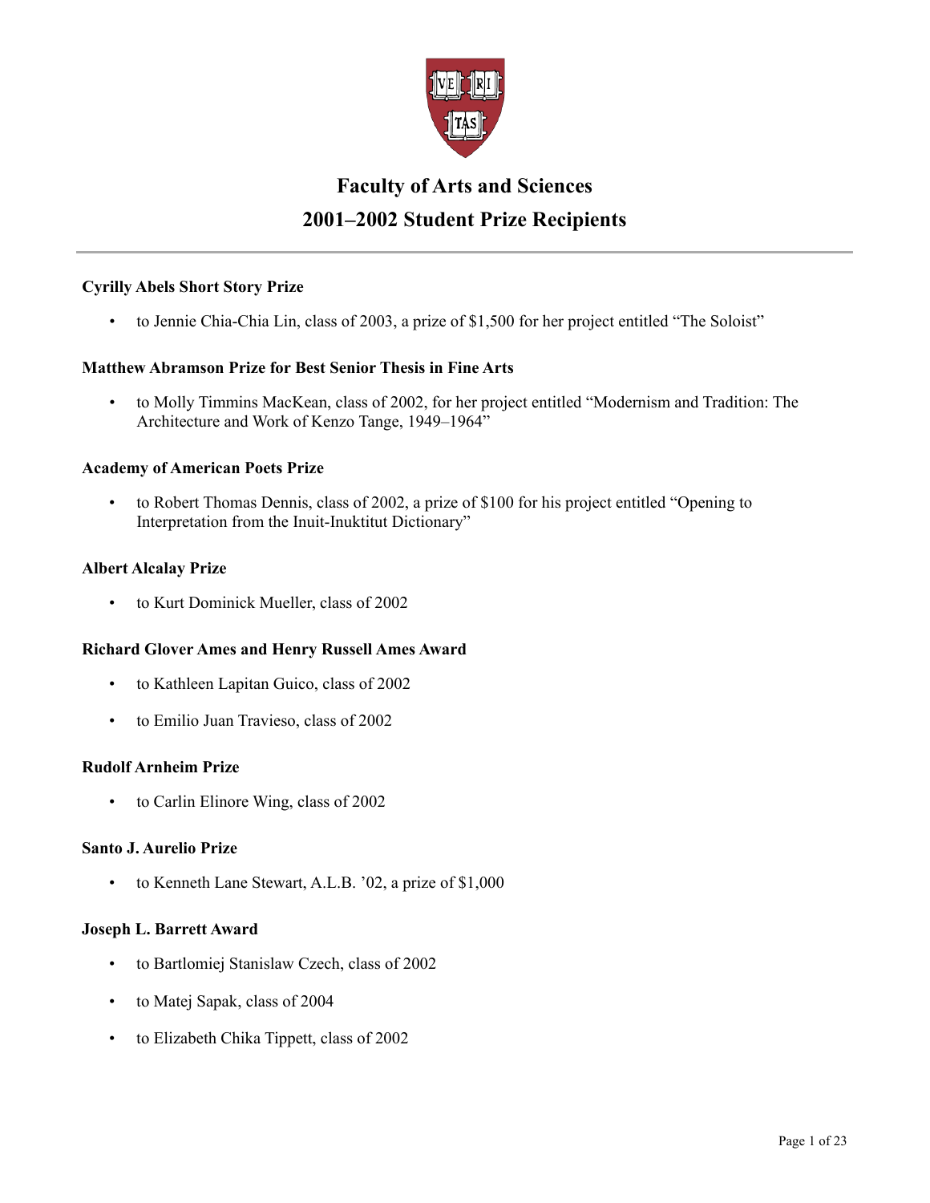# Faculty of Arts and Sciences

# 2001–2002 Student Prize Recipients

---

**Cyrilly Abels Short Story Prize**

- to Jennie Chia-Chia Lin, class of 2003, a prize of $1,500 for her project entitled “The Soloist”

**Matthew Abramson Prize for Best Senior Thesis in Fine Arts**

- to Molly Timmins MacKean, class of 2002, for her project entitled “Modernism and Tradition: The Architecture and Work of Kenzo Tange, 1949–1964”

**Academy of American Poets Prize**

- to Robert Thomas Dennis, class of 2002, a prize of $100 for his project entitled “Opening to Interpretation from the Inuit-Inuktitut Dictionary”

**Albert Alcalay Prize**

- to Kurt Dominick Mueller, class of 2002

**Richard Glover Ames and Henry Russell Ames Award**

- to Kathleen Lapitan Guico, class of 2002
- to Emilio Juan Travieso, class of 2002

**Rudolf Arnheim Prize**

- to Carlin Elinore Wing, class of 2002

**Santo J. Aurelio Prize**

- to Kenneth Lane Stewart, A.L.B. ’02, a prize of $1,000

**Joseph L. Barrett Award**

- to Bartlomiej Stanislaw Czech, class of 2002
- to Matej Sapak, class of 2004
- to Elizabeth Chika Tippett, class of 2002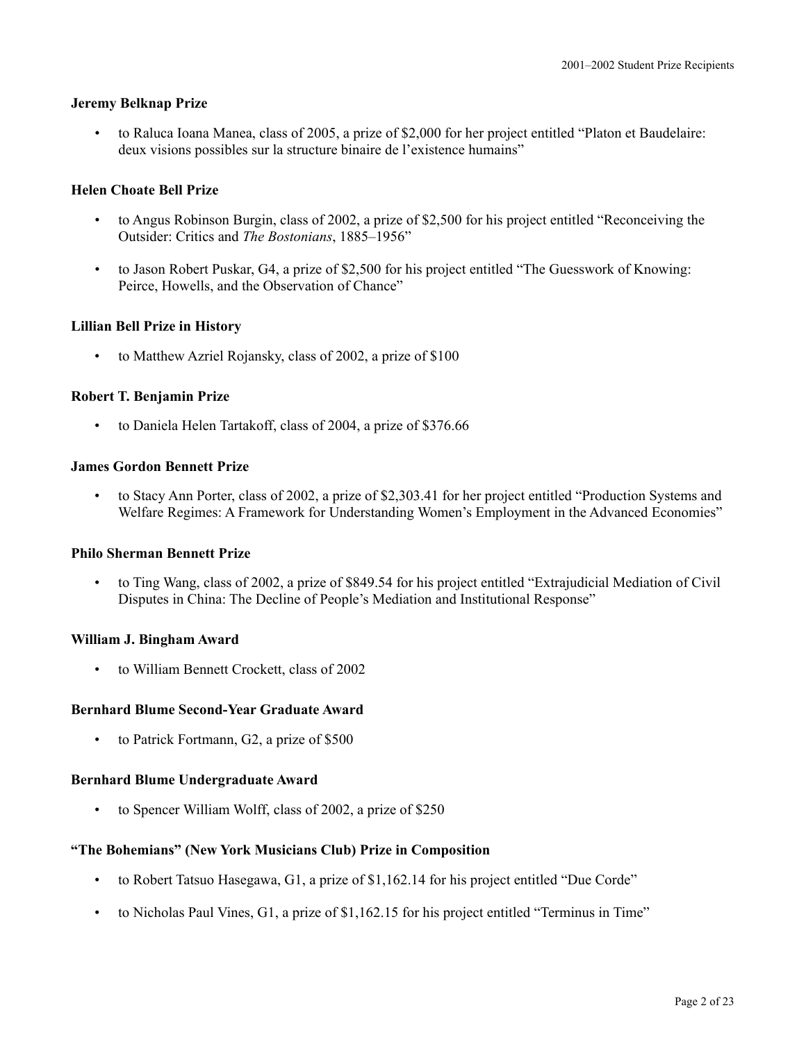**Jeremy Belknap Prize**

- to Raluca Ioana Manea, class of 2005, a prize of $2,000 for her project entitled "Platon et Baudelaire: deux visions possibles sur la structure binaire de l'existence humains"

**Helen Choate Bell Prize**

- to Angus Robinson Burgin, class of 2002, a prize of $2,500 for his project entitled "Reconceiving the Outsider: Critics and *The Bostonians*, 1885–1956"
- to Jason Robert Puskar, G4, a prize of $2,500 for his project entitled "The Guesswork of Knowing: Peirce, Howells, and the Observation of Chance"

**Lillian Bell Prize in History**

- to Matthew Azriel Rojansky, class of 2002, a prize of $100

**Robert T. Benjamin Prize**

- to Daniela Helen Tartakoff, class of 2004, a prize of $376.66

**James Gordon Bennett Prize**

- to Stacy Ann Porter, class of 2002, a prize of $2,303.41 for her project entitled "Production Systems and Welfare Regimes: A Framework for Understanding Women's Employment in the Advanced Economies"

**Philo Sherman Bennett Prize**

- to Ting Wang, class of 2002, a prize of $849.54 for his project entitled "Extrajudicial Mediation of Civil Disputes in China: The Decline of People's Mediation and Institutional Response"

**William J. Bingham Award**

- to William Bennett Crockett, class of 2002

**Bernhard Blume Second-Year Graduate Award**

- to Patrick Fortmann, G2, a prize of $500

**Bernhard Blume Undergraduate Award**

- to Spencer William Wolff, class of 2002, a prize of $250

**"The Bohemians" (New York Musicians Club) Prize in Composition**

- to Robert Tatsuo Hasegawa, G1, a prize of $1,162.14 for his project entitled "Due Corde"
- to Nicholas Paul Vines, G1, a prize of $1,162.15 for his project entitled "Terminus in Time"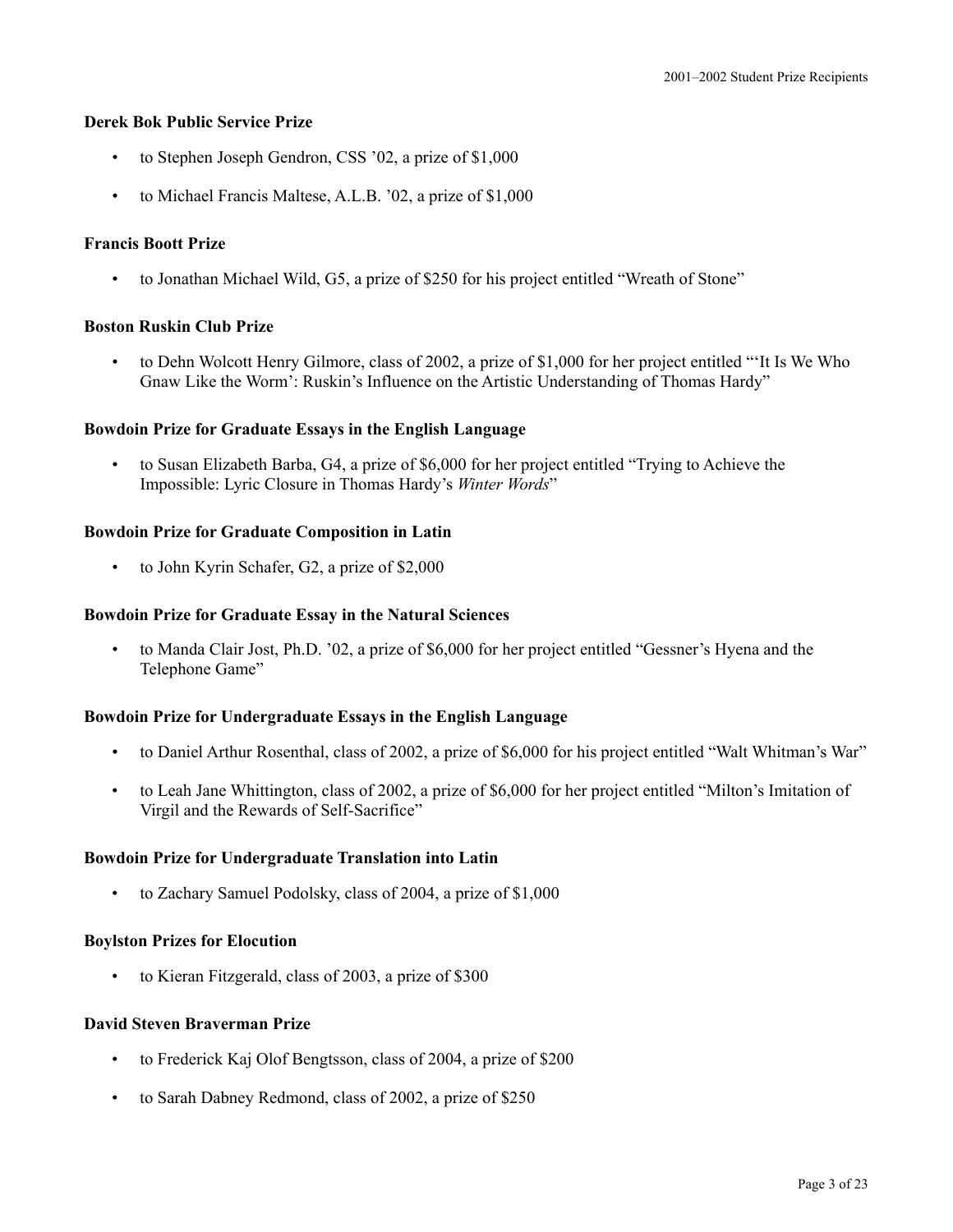**Derek Bok Public Service Prize**

- to Stephen Joseph Gendron, CSS ’02, a prize of $1,000
- to Michael Francis Maltese, A.L.B. ’02, a prize of $1,000

**Francis Boott Prize**

- to Jonathan Michael Wild, G5, a prize of $250 for his project entitled “Wreath of Stone”

**Boston Ruskin Club Prize**

- to Dehn Wolcott Henry Gilmore, class of 2002, a prize of $1,000 for her project entitled “‘It Is We Who Gnaw Like the Worm’: Ruskin’s Influence on the Artistic Understanding of Thomas Hardy”

**Bowdoin Prize for Graduate Essays in the English Language**

- to Susan Elizabeth Barba, G4, a prize of $6,000 for her project entitled “Trying to Achieve the Impossible: Lyric Closure in Thomas Hardy’s *Winter Words*”

**Bowdoin Prize for Graduate Composition in Latin**

- to John Kyrin Schafer, G2, a prize of $2,000

**Bowdoin Prize for Graduate Essay in the Natural Sciences**

- to Manda Clair Jost, Ph.D. ’02, a prize of $6,000 for her project entitled “Gessner’s Hyena and the Telephone Game”

**Bowdoin Prize for Undergraduate Essays in the English Language**

- to Daniel Arthur Rosenthal, class of 2002, a prize of $6,000 for his project entitled “Walt Whitman’s War”
- to Leah Jane Whittington, class of 2002, a prize of $6,000 for her project entitled “Milton’s Imitation of Virgil and the Rewards of Self-Sacrifice”

**Bowdoin Prize for Undergraduate Translation into Latin**

- to Zachary Samuel Podolsky, class of 2004, a prize of $1,000

**Boylston Prizes for Elocution**

- to Kieran Fitzgerald, class of 2003, a prize of $300

**David Steven Braverman Prize**

- to Frederick Kaj Olof Bengtsson, class of 2004, a prize of $200
- to Sarah Dabney Redmond, class of 2002, a prize of $250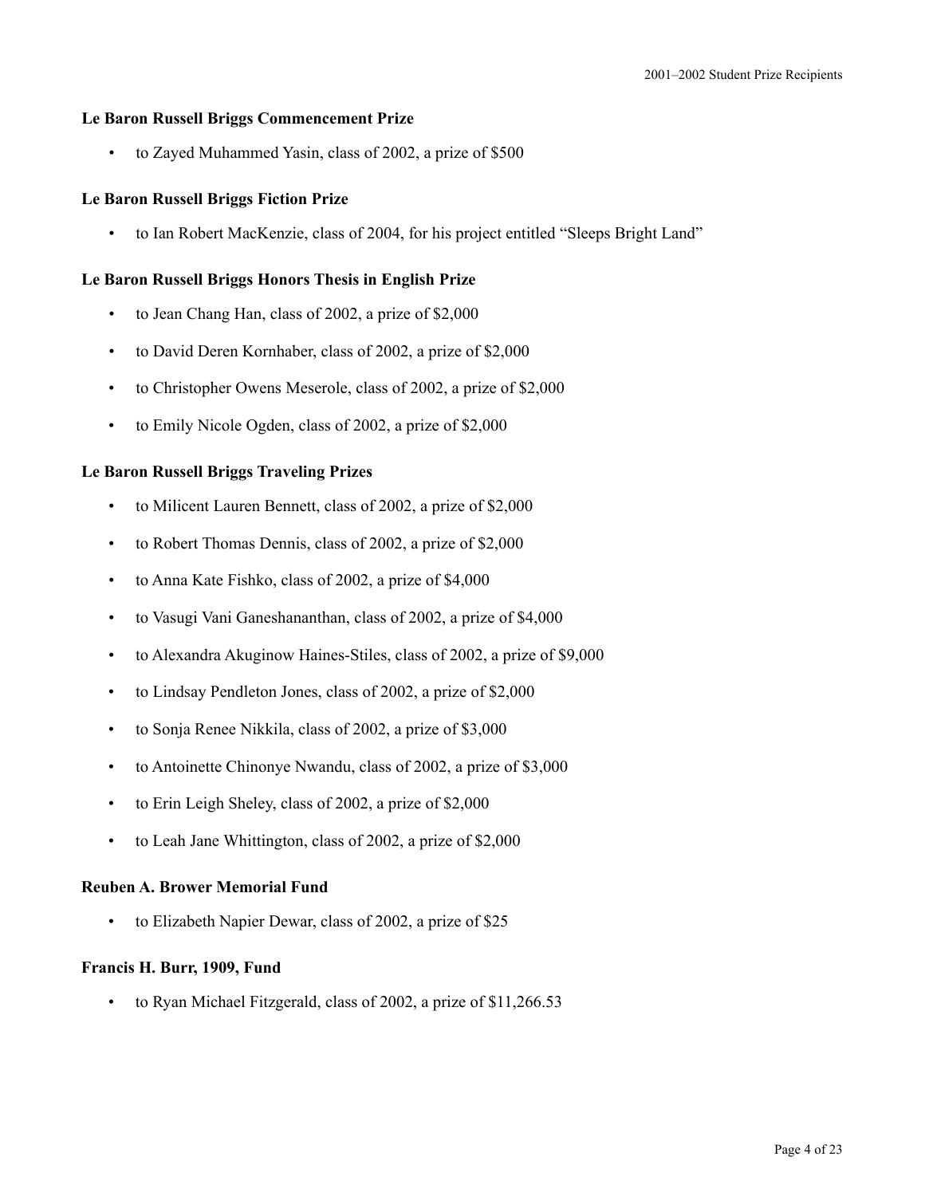**Le Baron Russell Briggs Commencement Prize**

- to Zayed Muhammed Yasin, class of 2002, a prize of $500

**Le Baron Russell Briggs Fiction Prize**

- to Ian Robert MacKenzie, class of 2004, for his project entitled "Sleeps Bright Land"

**Le Baron Russell Briggs Honors Thesis in English Prize**

- to Jean Chang Han, class of 2002, a prize of $2,000
- to David Deren Kornhaber, class of 2002, a prize of $2,000
- to Christopher Owens Meserole, class of 2002, a prize of $2,000
- to Emily Nicole Ogden, class of 2002, a prize of $2,000

**Le Baron Russell Briggs Traveling Prizes**

- to Milicent Lauren Bennett, class of 2002, a prize of $2,000
- to Robert Thomas Dennis, class of 2002, a prize of $2,000
- to Anna Kate Fishko, class of 2002, a prize of $4,000
- to Vasugi Vani Ganeshananthan, class of 2002, a prize of $4,000
- to Alexandra Akuginow Haines-Stiles, class of 2002, a prize of $9,000
- to Lindsay Pendleton Jones, class of 2002, a prize of $2,000
- to Sonja Renee Nikkila, class of 2002, a prize of $3,000
- to Antoinette Chinonye Nwandu, class of 2002, a prize of $3,000
- to Erin Leigh Sheley, class of 2002, a prize of $2,000
- to Leah Jane Whittington, class of 2002, a prize of $2,000

**Reuben A. Brower Memorial Fund**

- to Elizabeth Napier Dewar, class of 2002, a prize of $25

**Francis H. Burr, 1909, Fund**

- to Ryan Michael Fitzgerald, class of 2002, a prize of $11,266.53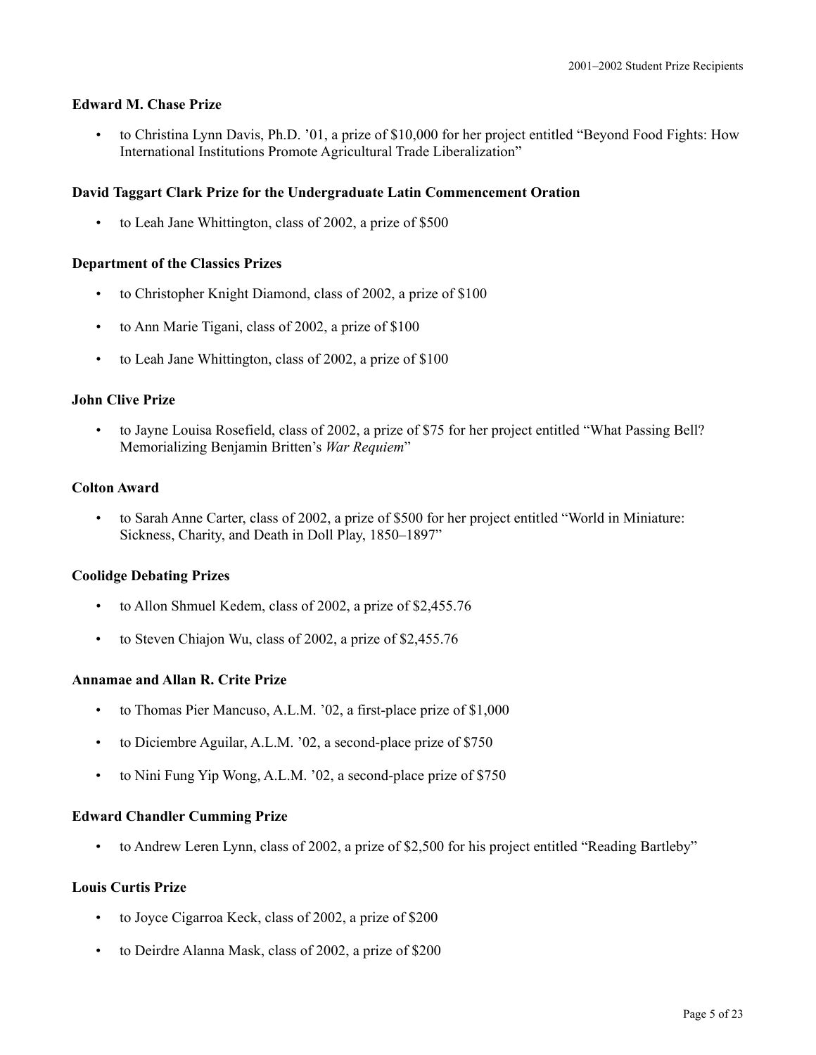### Edward M. Chase Prize

- to Christina Lynn Davis, Ph.D. ’01, a prize of $10,000 for her project entitled “Beyond Food Fights: How International Institutions Promote Agricultural Trade Liberalization”

### David Taggart Clark Prize for the Undergraduate Latin Commencement Oration

- to Leah Jane Whittington, class of 2002, a prize of $500

### Department of the Classics Prizes

- to Christopher Knight Diamond, class of 2002, a prize of $100
- to Ann Marie Tigani, class of 2002, a prize of $100
- to Leah Jane Whittington, class of 2002, a prize of $100

### John Clive Prize

- to Jayne Louisa Rosefield, class of 2002, a prize of $75 for her project entitled “What Passing Bell? Memorializing Benjamin Britten’s *War Requiem*”

### Colton Award

- to Sarah Anne Carter, class of 2002, a prize of $500 for her project entitled “World in Miniature: Sickness, Charity, and Death in Doll Play, 1850–1897”

### Coolidge Debating Prizes

- to Allon Shmuel Kedem, class of 2002, a prize of $2,455.76
- to Steven Chiajon Wu, class of 2002, a prize of $2,455.76

### Annamae and Allan R. Crite Prize

- to Thomas Pier Mancuso, A.L.M. ’02, a first-place prize of $1,000
- to Diciembre Aguilar, A.L.M. ’02, a second-place prize of $750
- to Nini Fung Yip Wong, A.L.M. ’02, a second-place prize of $750

### Edward Chandler Cumming Prize

- to Andrew Leren Lynn, class of 2002, a prize of $2,500 for his project entitled “Reading Bartleby”

### Louis Curtis Prize

- to Joyce Cigarroa Keck, class of 2002, a prize of $200
- to Deirdre Alanna Mask, class of 2002, a prize of $200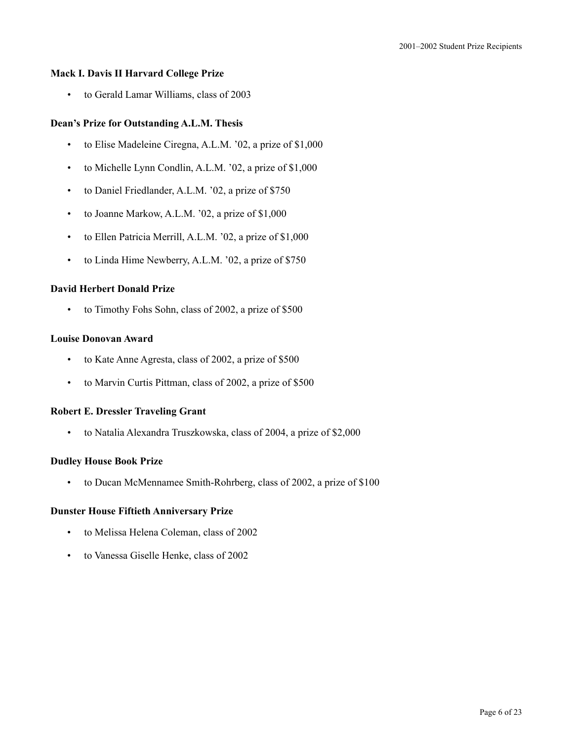**Mack I. Davis II Harvard College Prize**

- to Gerald Lamar Williams, class of 2003

**Dean's Prize for Outstanding A.L.M. Thesis**

- to Elise Madeleine Ciregna, A.L.M. '02, a prize of $1,000
- to Michelle Lynn Condlin, A.L.M. '02, a prize of $1,000
- to Daniel Friedlander, A.L.M. '02, a prize of $750
- to Joanne Markow, A.L.M. '02, a prize of $1,000
- to Ellen Patricia Merrill, A.L.M. '02, a prize of $1,000
- to Linda Hime Newberry, A.L.M. '02, a prize of $750

**David Herbert Donald Prize**

- to Timothy Fohs Sohn, class of 2002, a prize of $500

**Louise Donovan Award**

- to Kate Anne Agresta, class of 2002, a prize of $500
- to Marvin Curtis Pittman, class of 2002, a prize of $500

**Robert E. Dressler Traveling Grant**

- to Natalia Alexandra Truszkowska, class of 2004, a prize of $2,000

**Dudley House Book Prize**

- to Ducan McMennamee Smith-Rohrberg, class of 2002, a prize of $100

**Dunster House Fiftieth Anniversary Prize**

- to Melissa Helena Coleman, class of 2002
- to Vanessa Giselle Henke, class of 2002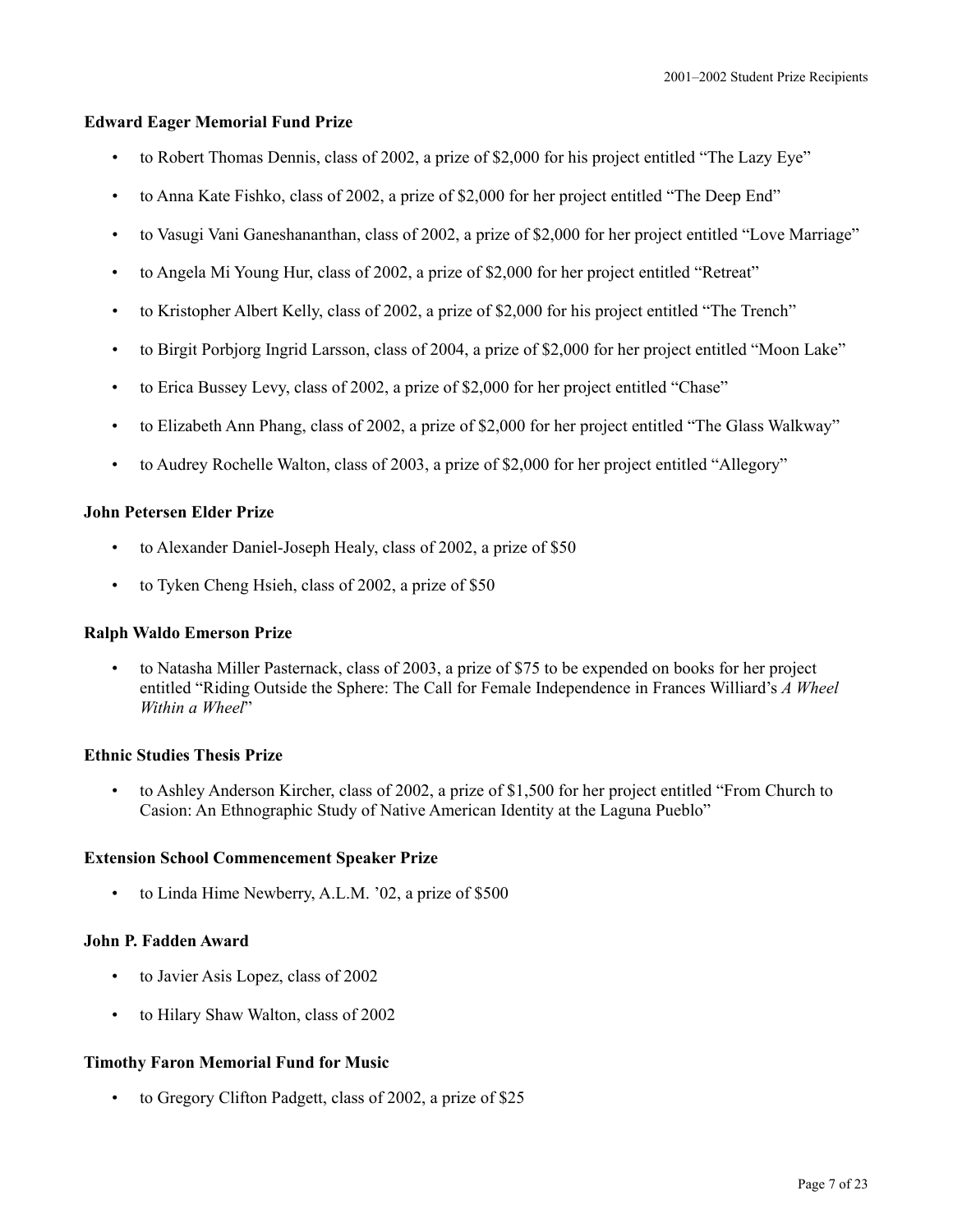### Edward Eager Memorial Fund Prize

- to Robert Thomas Dennis, class of 2002, a prize of $2,000 for his project entitled "The Lazy Eye"
- to Anna Kate Fishko, class of 2002, a prize of $2,000 for her project entitled "The Deep End"
- to Vasugi Vani Ganeshananthan, class of 2002, a prize of $2,000 for her project entitled "Love Marriage"
- to Angela Mi Young Hur, class of 2002, a prize of $2,000 for her project entitled "Retreat"
- to Kristopher Albert Kelly, class of 2002, a prize of $2,000 for his project entitled "The Trench"
- to Birgit Porbjorg Ingrid Larsson, class of 2004, a prize of $2,000 for her project entitled "Moon Lake"
- to Erica Bussey Levy, class of 2002, a prize of $2,000 for her project entitled "Chase"
- to Elizabeth Ann Phang, class of 2002, a prize of $2,000 for her project entitled "The Glass Walkway"
- to Audrey Rochelle Walton, class of 2003, a prize of $2,000 for her project entitled "Allegory"

### John Petersen Elder Prize

- to Alexander Daniel-Joseph Healy, class of 2002, a prize of $50
- to Tyken Cheng Hsieh, class of 2002, a prize of $50

### Ralph Waldo Emerson Prize

- to Natasha Miller Pasternack, class of 2003, a prize of $75 to be expended on books for her project entitled "Riding Outside the Sphere: The Call for Female Independence in Frances Williard's *A Wheel Within a Wheel*"

### Ethnic Studies Thesis Prize

- to Ashley Anderson Kircher, class of 2002, a prize of $1,500 for her project entitled "From Church to Casion: An Ethnographic Study of Native American Identity at the Laguna Pueblo"

### Extension School Commencement Speaker Prize

- to Linda Hime Newberry, A.L.M. '02, a prize of $500

### John P. Fadden Award

- to Javier Asis Lopez, class of 2002
- to Hilary Shaw Walton, class of 2002

### Timothy Faron Memorial Fund for Music

- to Gregory Clifton Padgett, class of 2002, a prize of $25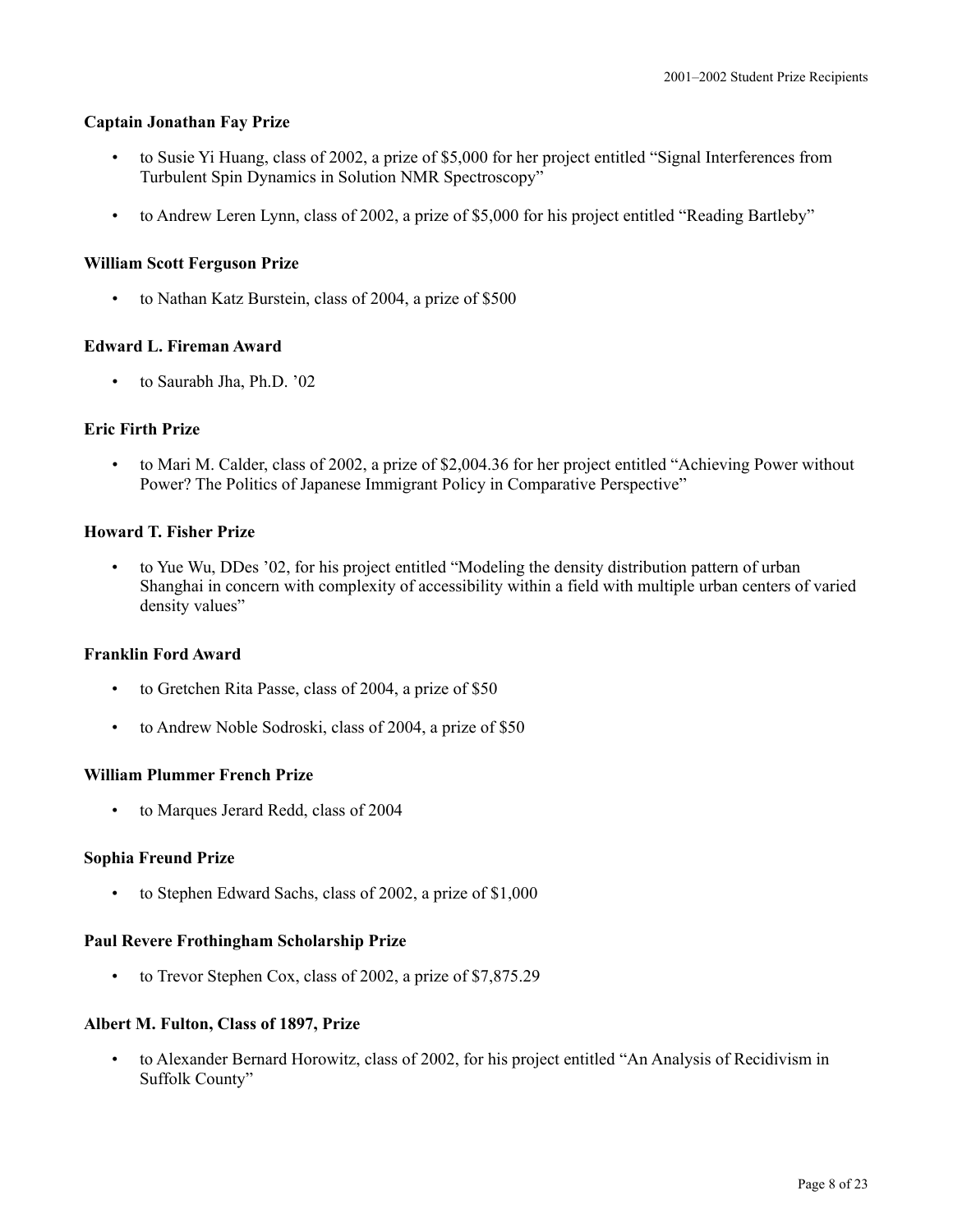**Captain Jonathan Fay Prize**

- to Susie Yi Huang, class of 2002, a prize of $5,000 for her project entitled "Signal Interferences from Turbulent Spin Dynamics in Solution NMR Spectroscopy"
- to Andrew Leren Lynn, class of 2002, a prize of $5,000 for his project entitled "Reading Bartleby"

**William Scott Ferguson Prize**

- to Nathan Katz Burstein, class of 2004, a prize of $500

**Edward L. Fireman Award**

- to Saurabh Jha, Ph.D. '02

**Eric Firth Prize**

- to Mari M. Calder, class of 2002, a prize of $2,004.36 for her project entitled "Achieving Power without Power? The Politics of Japanese Immigrant Policy in Comparative Perspective"

**Howard T. Fisher Prize**

- to Yue Wu, DDes '02, for his project entitled "Modeling the density distribution pattern of urban Shanghai in concern with complexity of accessibility within a field with multiple urban centers of varied density values"

**Franklin Ford Award**

- to Gretchen Rita Passe, class of 2004, a prize of $50
- to Andrew Noble Sodroski, class of 2004, a prize of $50

**William Plummer French Prize**

- to Marques Jerard Redd, class of 2004

**Sophia Freund Prize**

- to Stephen Edward Sachs, class of 2002, a prize of $1,000

**Paul Revere Frothingham Scholarship Prize**

- to Trevor Stephen Cox, class of 2002, a prize of $7,875.29

**Albert M. Fulton, Class of 1897, Prize**

- to Alexander Bernard Horowitz, class of 2002, for his project entitled "An Analysis of Recidivism in Suffolk County"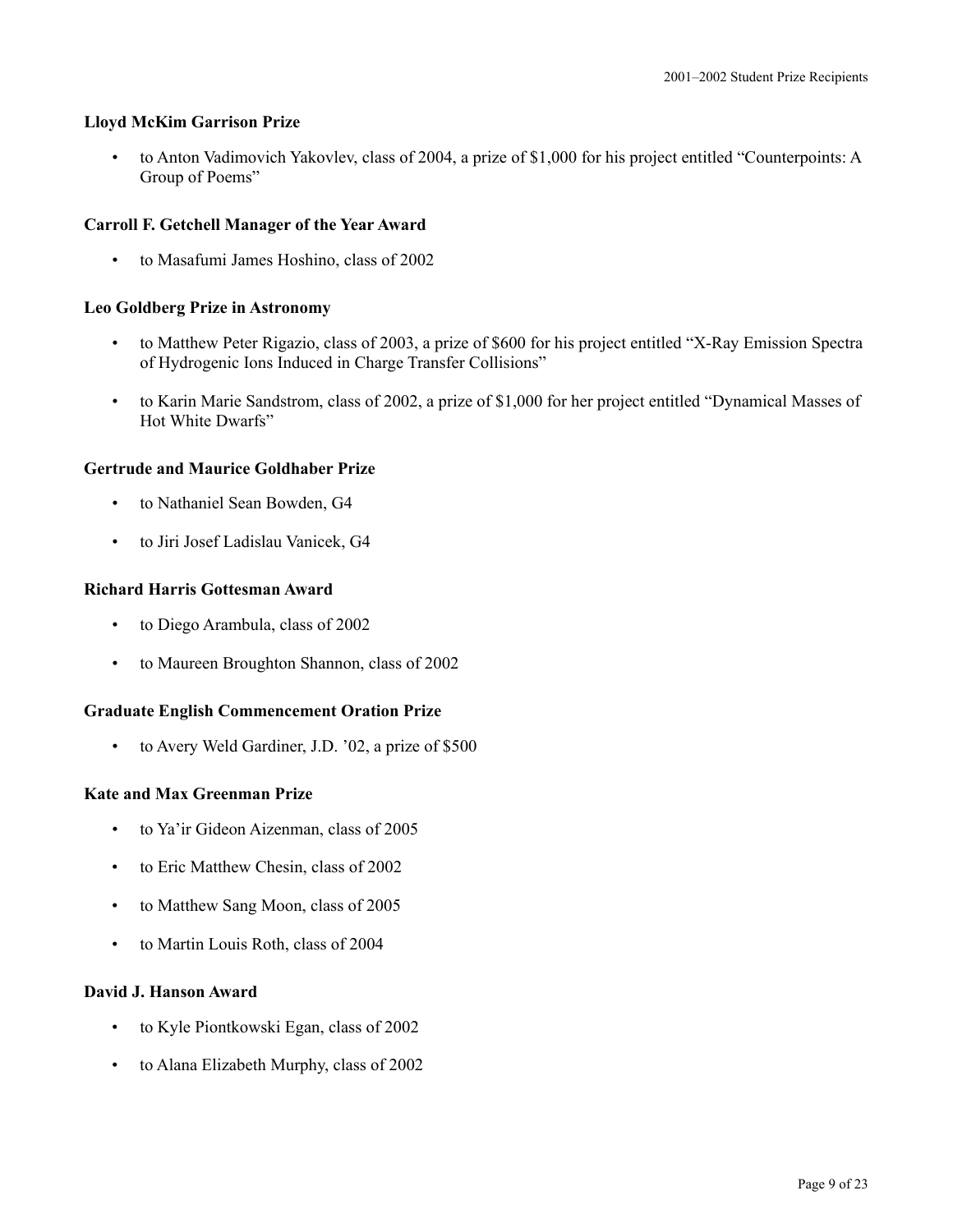### Lloyd McKim Garrison Prize

- to Anton Vadimovich Yakovlev, class of 2004, a prize of $1,000 for his project entitled "Counterpoints: A Group of Poems"

### Carroll F. Getchell Manager of the Year Award

- to Masafumi James Hoshino, class of 2002

### Leo Goldberg Prize in Astronomy

- to Matthew Peter Rigazio, class of 2003, a prize of $600 for his project entitled "X-Ray Emission Spectra of Hydrogenic Ions Induced in Charge Transfer Collisions"
- to Karin Marie Sandstrom, class of 2002, a prize of $1,000 for her project entitled "Dynamical Masses of Hot White Dwarfs"

### Gertrude and Maurice Goldhaber Prize

- to Nathaniel Sean Bowden, G4
- to Jiri Josef Ladislau Vanicek, G4

### Richard Harris Gottesman Award

- to Diego Arambula, class of 2002
- to Maureen Broughton Shannon, class of 2002

### Graduate English Commencement Oration Prize

- to Avery Weld Gardiner, J.D. '02, a prize of $500

### Kate and Max Greenman Prize

- to Ya'ir Gideon Aizenman, class of 2005
- to Eric Matthew Chesin, class of 2002
- to Matthew Sang Moon, class of 2005
- to Martin Louis Roth, class of 2004

### David J. Hanson Award

- to Kyle Piontkowski Egan, class of 2002
- to Alana Elizabeth Murphy, class of 2002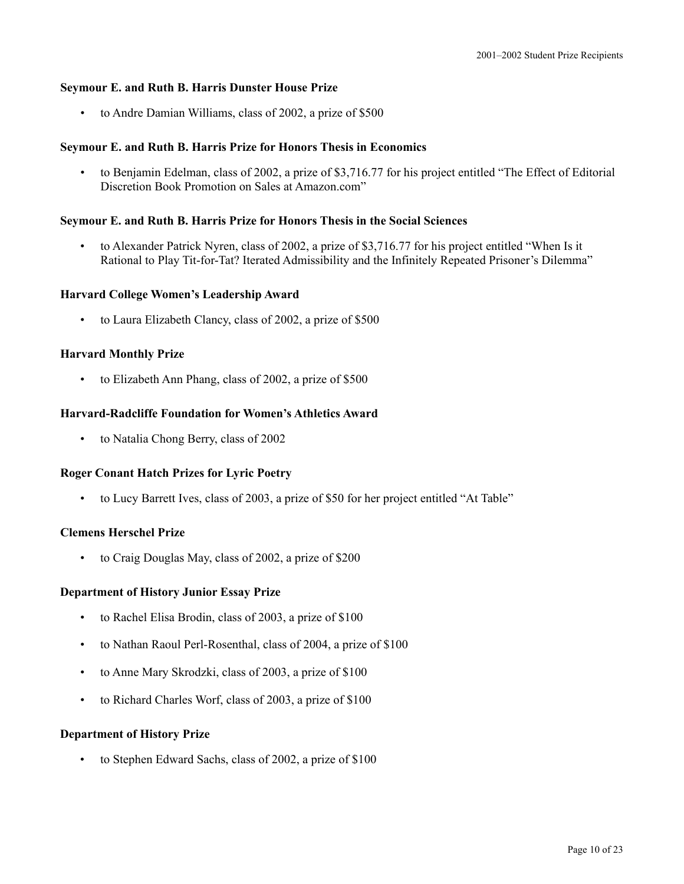**Seymour E. and Ruth B. Harris Dunster House Prize**

- to Andre Damian Williams, class of 2002, a prize of $500

**Seymour E. and Ruth B. Harris Prize for Honors Thesis in Economics**

- to Benjamin Edelman, class of 2002, a prize of $3,716.77 for his project entitled "The Effect of Editorial Discretion Book Promotion on Sales at Amazon.com"

**Seymour E. and Ruth B. Harris Prize for Honors Thesis in the Social Sciences**

- to Alexander Patrick Nyren, class of 2002, a prize of $3,716.77 for his project entitled "When Is it Rational to Play Tit-for-Tat? Iterated Admissibility and the Infinitely Repeated Prisoner's Dilemma"

**Harvard College Women's Leadership Award**

- to Laura Elizabeth Clancy, class of 2002, a prize of $500

**Harvard Monthly Prize**

- to Elizabeth Ann Phang, class of 2002, a prize of $500

**Harvard-Radcliffe Foundation for Women's Athletics Award**

- to Natalia Chong Berry, class of 2002

**Roger Conant Hatch Prizes for Lyric Poetry**

- to Lucy Barrett Ives, class of 2003, a prize of $50 for her project entitled "At Table"

**Clemens Herschel Prize**

- to Craig Douglas May, class of 2002, a prize of $200

**Department of History Junior Essay Prize**

- to Rachel Elisa Brodin, class of 2003, a prize of $100
- to Nathan Raoul Perl-Rosenthal, class of 2004, a prize of $100
- to Anne Mary Skrodzki, class of 2003, a prize of $100
- to Richard Charles Worf, class of 2003, a prize of $100

**Department of History Prize**

- to Stephen Edward Sachs, class of 2002, a prize of $100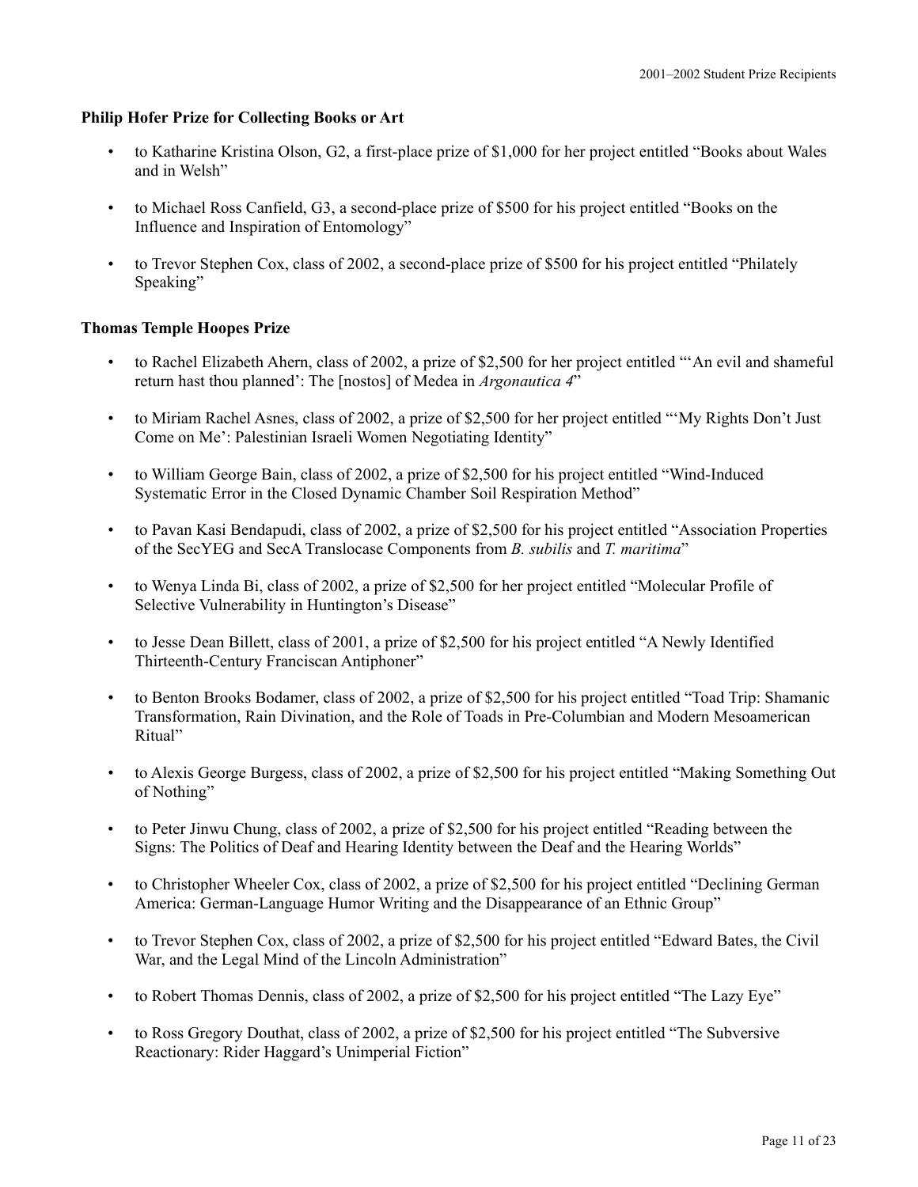**Philip Hofer Prize for Collecting Books or Art**

- to Katharine Kristina Olson, G2, a first-place prize of $1,000 for her project entitled "Books about Wales and in Welsh"
- to Michael Ross Canfield, G3, a second-place prize of $500 for his project entitled "Books on the Influence and Inspiration of Entomology"
- to Trevor Stephen Cox, class of 2002, a second-place prize of $500 for his project entitled "Philately Speaking"

**Thomas Temple Hoopes Prize**

- to Rachel Elizabeth Ahern, class of 2002, a prize of $2,500 for her project entitled "'An evil and shameful return hast thou planned': The [nostos] of Medea in *Argonautica 4*"
- to Miriam Rachel Asnes, class of 2002, a prize of $2,500 for her project entitled "'My Rights Don't Just Come on Me': Palestinian Israeli Women Negotiating Identity"
- to William George Bain, class of 2002, a prize of $2,500 for his project entitled "Wind-Induced Systematic Error in the Closed Dynamic Chamber Soil Respiration Method"
- to Pavan Kasi Bendapudi, class of 2002, a prize of $2,500 for his project entitled "Association Properties of the SecYEG and SecA Translocase Components from *B. subilis* and *T. maritima*"
- to Wenya Linda Bi, class of 2002, a prize of $2,500 for her project entitled "Molecular Profile of Selective Vulnerability in Huntington's Disease"
- to Jesse Dean Billett, class of 2001, a prize of $2,500 for his project entitled "A Newly Identified Thirteenth-Century Franciscan Antiphoner"
- to Benton Brooks Bodamer, class of 2002, a prize of $2,500 for his project entitled "Toad Trip: Shamanic Transformation, Rain Divination, and the Role of Toads in Pre-Columbian and Modern Mesoamerican Ritual"
- to Alexis George Burgess, class of 2002, a prize of $2,500 for his project entitled "Making Something Out of Nothing"
- to Peter Jinwu Chung, class of 2002, a prize of $2,500 for his project entitled "Reading between the Signs: The Politics of Deaf and Hearing Identity between the Deaf and the Hearing Worlds"
- to Christopher Wheeler Cox, class of 2002, a prize of $2,500 for his project entitled "Declining German America: German-Language Humor Writing and the Disappearance of an Ethnic Group"
- to Trevor Stephen Cox, class of 2002, a prize of $2,500 for his project entitled "Edward Bates, the Civil War, and the Legal Mind of the Lincoln Administration"
- to Robert Thomas Dennis, class of 2002, a prize of $2,500 for his project entitled "The Lazy Eye"
- to Ross Gregory Douthat, class of 2002, a prize of $2,500 for his project entitled "The Subversive Reactionary: Rider Haggard's Unimperial Fiction"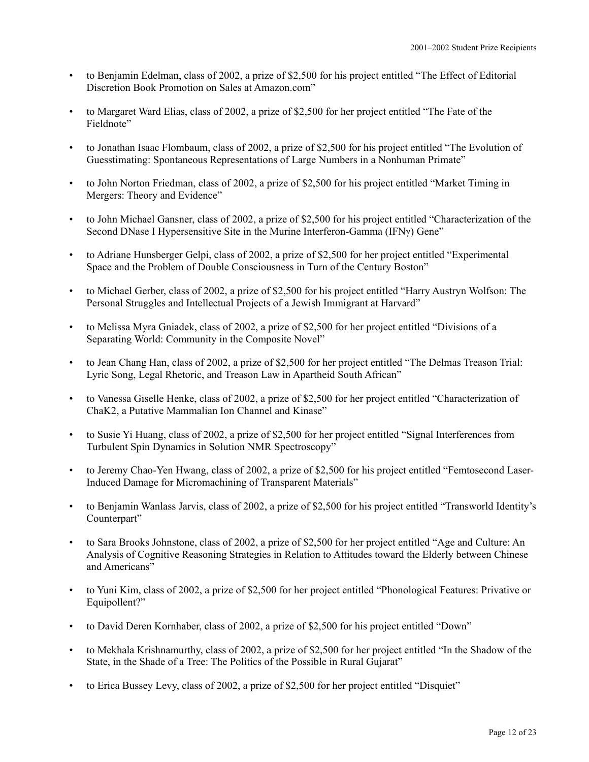- to Benjamin Edelman, class of 2002, a prize of $2,500 for his project entitled "The Effect of Editorial Discretion Book Promotion on Sales at Amazon.com"

- to Margaret Ward Elias, class of 2002, a prize of $2,500 for her project entitled "The Fate of the Fieldnote"

- to Jonathan Isaac Flombaum, class of 2002, a prize of $2,500 for his project entitled "The Evolution of Guesstimating: Spontaneous Representations of Large Numbers in a Nonhuman Primate"

- to John Norton Friedman, class of 2002, a prize of $2,500 for his project entitled "Market Timing in Mergers: Theory and Evidence"

- to John Michael Gansner, class of 2002, a prize of $2,500 for his project entitled "Characterization of the Second DNase I Hypersensitive Site in the Murine Interferon-Gamma (IFNγ) Gene"

- to Adriane Hunsberger Gelpi, class of 2002, a prize of $2,500 for her project entitled "Experimental Space and the Problem of Double Consciousness in Turn of the Century Boston"

- to Michael Gerber, class of 2002, a prize of $2,500 for his project entitled "Harry Austryn Wolfson: The Personal Struggles and Intellectual Projects of a Jewish Immigrant at Harvard"

- to Melissa Myra Gniadek, class of 2002, a prize of $2,500 for her project entitled "Divisions of a Separating World: Community in the Composite Novel"

- to Jean Chang Han, class of 2002, a prize of $2,500 for her project entitled "The Delmas Treason Trial: Lyric Song, Legal Rhetoric, and Treason Law in Apartheid South African"

- to Vanessa Giselle Henke, class of 2002, a prize of $2,500 for her project entitled "Characterization of ChaK2, a Putative Mammalian Ion Channel and Kinase"

- to Susie Yi Huang, class of 2002, a prize of $2,500 for her project entitled "Signal Interferences from Turbulent Spin Dynamics in Solution NMR Spectroscopy"

- to Jeremy Chao-Yen Hwang, class of 2002, a prize of $2,500 for his project entitled "Femtosecond Laser-Induced Damage for Micromachining of Transparent Materials"

- to Benjamin Wanlass Jarvis, class of 2002, a prize of $2,500 for his project entitled "Transworld Identity's Counterpart"

- to Sara Brooks Johnstone, class of 2002, a prize of $2,500 for her project entitled "Age and Culture: An Analysis of Cognitive Reasoning Strategies in Relation to Attitudes toward the Elderly between Chinese and Americans"

- to Yuni Kim, class of 2002, a prize of $2,500 for her project entitled "Phonological Features: Privative or Equipollent?"

- to David Deren Kornhaber, class of 2002, a prize of $2,500 for his project entitled "Down"

- to Mekhala Krishnamurthy, class of 2002, a prize of $2,500 for her project entitled "In the Shadow of the State, in the Shade of a Tree: The Politics of the Possible in Rural Gujarat"

- to Erica Bussey Levy, class of 2002, a prize of $2,500 for her project entitled "Disquiet"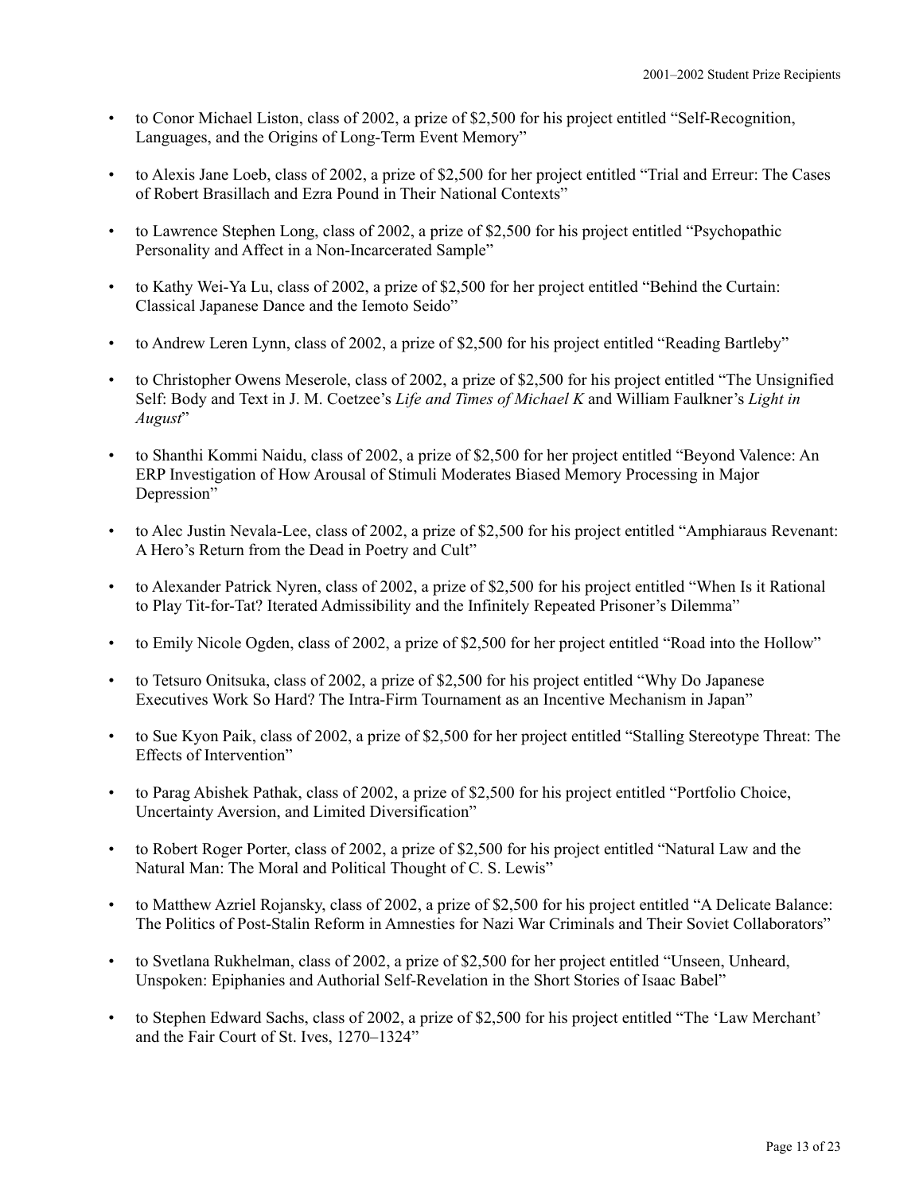- to Conor Michael Liston, class of 2002, a prize of $2,500 for his project entitled "Self-Recognition, Languages, and the Origins of Long-Term Event Memory"

- to Alexis Jane Loeb, class of 2002, a prize of $2,500 for her project entitled "Trial and Erreur: The Cases of Robert Brasillach and Ezra Pound in Their National Contexts"

- to Lawrence Stephen Long, class of 2002, a prize of $2,500 for his project entitled "Psychopathic Personality and Affect in a Non-Incarcerated Sample"

- to Kathy Wei-Ya Lu, class of 2002, a prize of $2,500 for her project entitled "Behind the Curtain: Classical Japanese Dance and the Iemoto Seido"

- to Andrew Leren Lynn, class of 2002, a prize of $2,500 for his project entitled "Reading Bartleby"

- to Christopher Owens Meserole, class of 2002, a prize of $2,500 for his project entitled "The Unsignified Self: Body and Text in J. M. Coetzee's *Life and Times of Michael K* and William Faulkner's *Light in August*"

- to Shanthi Kommi Naidu, class of 2002, a prize of $2,500 for her project entitled "Beyond Valence: An ERP Investigation of How Arousal of Stimuli Moderates Biased Memory Processing in Major Depression"

- to Alec Justin Nevala-Lee, class of 2002, a prize of $2,500 for his project entitled "Amphiaraus Revenant: A Hero's Return from the Dead in Poetry and Cult"

- to Alexander Patrick Nyren, class of 2002, a prize of $2,500 for his project entitled "When Is it Rational to Play Tit-for-Tat? Iterated Admissibility and the Infinitely Repeated Prisoner's Dilemma"

- to Emily Nicole Ogden, class of 2002, a prize of $2,500 for her project entitled "Road into the Hollow"

- to Tetsuro Onitsuka, class of 2002, a prize of $2,500 for his project entitled "Why Do Japanese Executives Work So Hard? The Intra-Firm Tournament as an Incentive Mechanism in Japan"

- to Sue Kyon Paik, class of 2002, a prize of $2,500 for her project entitled "Stalling Stereotype Threat: The Effects of Intervention"

- to Parag Abishek Pathak, class of 2002, a prize of $2,500 for his project entitled "Portfolio Choice, Uncertainty Aversion, and Limited Diversification"

- to Robert Roger Porter, class of 2002, a prize of $2,500 for his project entitled "Natural Law and the Natural Man: The Moral and Political Thought of C. S. Lewis"

- to Matthew Azriel Rojansky, class of 2002, a prize of $2,500 for his project entitled "A Delicate Balance: The Politics of Post-Stalin Reform in Amnesties for Nazi War Criminals and Their Soviet Collaborators"

- to Svetlana Rukhelman, class of 2002, a prize of $2,500 for her project entitled "Unseen, Unheard, Unspoken: Epiphanies and Authorial Self-Revelation in the Short Stories of Isaac Babel"

- to Stephen Edward Sachs, class of 2002, a prize of $2,500 for his project entitled "The 'Law Merchant' and the Fair Court of St. Ives, 1270–1324"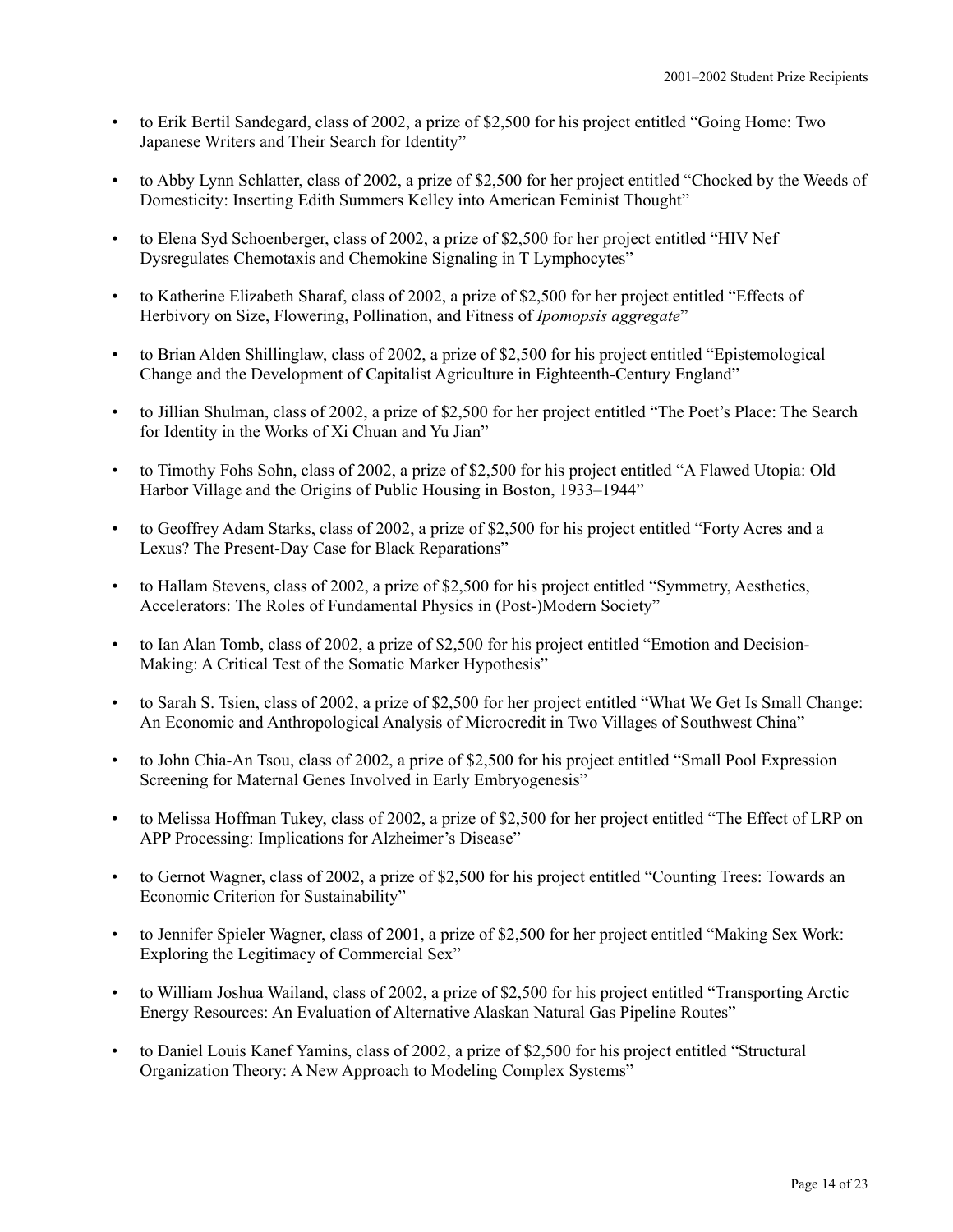- to Erik Bertil Sandegard, class of 2002, a prize of $2,500 for his project entitled "Going Home: Two Japanese Writers and Their Search for Identity"

- to Abby Lynn Schlatter, class of 2002, a prize of $2,500 for her project entitled "Chocked by the Weeds of Domesticity: Inserting Edith Summers Kelley into American Feminist Thought"

- to Elena Syd Schoenberger, class of 2002, a prize of $2,500 for her project entitled "HIV Nef Dysregulates Chemotaxis and Chemokine Signaling in T Lymphocytes"

- to Katherine Elizabeth Sharaf, class of 2002, a prize of $2,500 for her project entitled "Effects of Herbivory on Size, Flowering, Pollination, and Fitness of *Ipomopsis aggregate*"

- to Brian Alden Shillinglaw, class of 2002, a prize of $2,500 for his project entitled "Epistemological Change and the Development of Capitalist Agriculture in Eighteenth-Century England"

- to Jillian Shulman, class of 2002, a prize of $2,500 for her project entitled "The Poet's Place: The Search for Identity in the Works of Xi Chuan and Yu Jian"

- to Timothy Fohs Sohn, class of 2002, a prize of $2,500 for his project entitled "A Flawed Utopia: Old Harbor Village and the Origins of Public Housing in Boston, 1933–1944"

- to Geoffrey Adam Starks, class of 2002, a prize of $2,500 for his project entitled "Forty Acres and a Lexus? The Present-Day Case for Black Reparations"

- to Hallam Stevens, class of 2002, a prize of $2,500 for his project entitled "Symmetry, Aesthetics, Accelerators: The Roles of Fundamental Physics in (Post-)Modern Society"

- to Ian Alan Tomb, class of 2002, a prize of $2,500 for his project entitled "Emotion and Decision-Making: A Critical Test of the Somatic Marker Hypothesis"

- to Sarah S. Tsien, class of 2002, a prize of $2,500 for her project entitled "What We Get Is Small Change: An Economic and Anthropological Analysis of Microcredit in Two Villages of Southwest China"

- to John Chia-An Tsou, class of 2002, a prize of $2,500 for his project entitled "Small Pool Expression Screening for Maternal Genes Involved in Early Embryogenesis"

- to Melissa Hoffman Tukey, class of 2002, a prize of $2,500 for her project entitled "The Effect of LRP on APP Processing: Implications for Alzheimer's Disease"

- to Gernot Wagner, class of 2002, a prize of $2,500 for his project entitled "Counting Trees: Towards an Economic Criterion for Sustainability"

- to Jennifer Spieler Wagner, class of 2001, a prize of $2,500 for her project entitled "Making Sex Work: Exploring the Legitimacy of Commercial Sex"

- to William Joshua Wailand, class of 2002, a prize of $2,500 for his project entitled "Transporting Arctic Energy Resources: An Evaluation of Alternative Alaskan Natural Gas Pipeline Routes"

- to Daniel Louis Kanef Yamins, class of 2002, a prize of $2,500 for his project entitled "Structural Organization Theory: A New Approach to Modeling Complex Systems"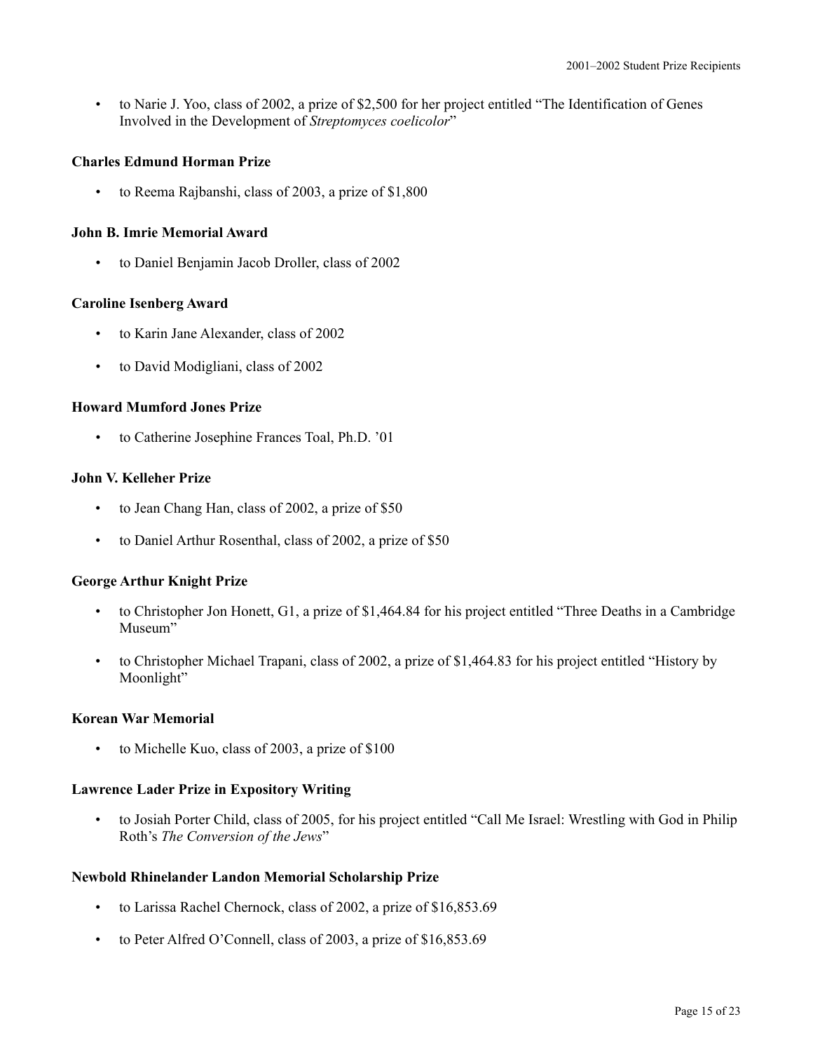- to Narie J. Yoo, class of 2002, a prize of $2,500 for her project entitled "The Identification of Genes Involved in the Development of *Streptomyces coelicolor*"

**Charles Edmund Horman Prize**

- to Reema Rajbanshi, class of 2003, a prize of $1,800

**John B. Imrie Memorial Award**

- to Daniel Benjamin Jacob Droller, class of 2002

**Caroline Isenberg Award**

- to Karin Jane Alexander, class of 2002
- to David Modigliani, class of 2002

**Howard Mumford Jones Prize**

- to Catherine Josephine Frances Toal, Ph.D. '01

**John V. Kelleher Prize**

- to Jean Chang Han, class of 2002, a prize of $50
- to Daniel Arthur Rosenthal, class of 2002, a prize of $50

**George Arthur Knight Prize**

- to Christopher Jon Honett, G1, a prize of $1,464.84 for his project entitled "Three Deaths in a Cambridge Museum"
- to Christopher Michael Trapani, class of 2002, a prize of $1,464.83 for his project entitled "History by Moonlight"

**Korean War Memorial**

- to Michelle Kuo, class of 2003, a prize of $100

**Lawrence Lader Prize in Expository Writing**

- to Josiah Porter Child, class of 2005, for his project entitled "Call Me Israel: Wrestling with God in Philip Roth's *The Conversion of the Jews*"

**Newbold Rhinelander Landon Memorial Scholarship Prize**

- to Larissa Rachel Chernock, class of 2002, a prize of $16,853.69
- to Peter Alfred O'Connell, class of 2003, a prize of $16,853.69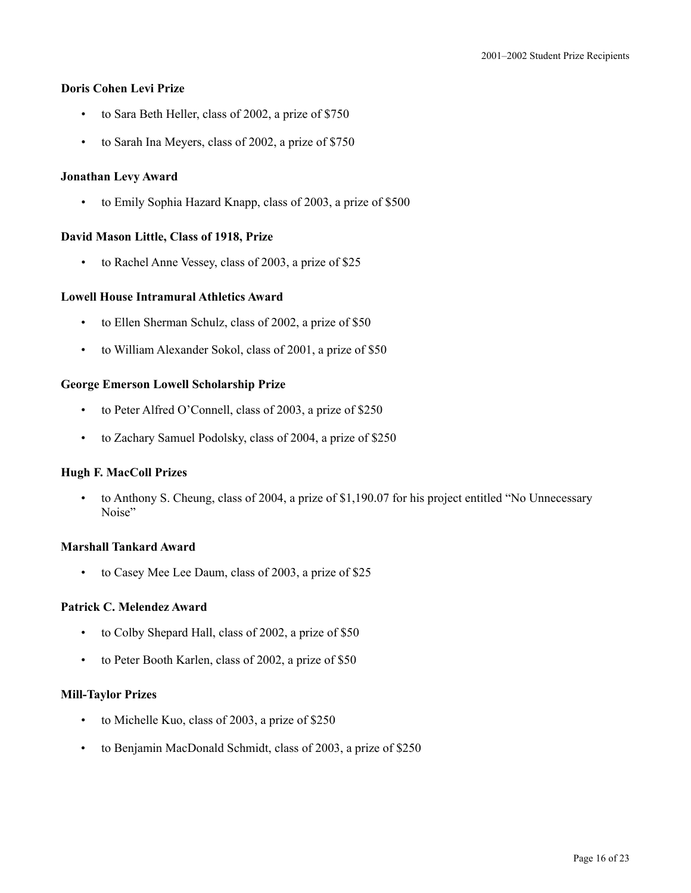**Doris Cohen Levi Prize**

- to Sara Beth Heller, class of 2002, a prize of $750
- to Sarah Ina Meyers, class of 2002, a prize of $750

**Jonathan Levy Award**

- to Emily Sophia Hazard Knapp, class of 2003, a prize of $500

**David Mason Little, Class of 1918, Prize**

- to Rachel Anne Vessey, class of 2003, a prize of $25

**Lowell House Intramural Athletics Award**

- to Ellen Sherman Schulz, class of 2002, a prize of $50
- to William Alexander Sokol, class of 2001, a prize of $50

**George Emerson Lowell Scholarship Prize**

- to Peter Alfred O'Connell, class of 2003, a prize of $250
- to Zachary Samuel Podolsky, class of 2004, a prize of $250

**Hugh F. MacColl Prizes**

- to Anthony S. Cheung, class of 2004, a prize of $1,190.07 for his project entitled "No Unnecessary Noise"

**Marshall Tankard Award**

- to Casey Mee Lee Daum, class of 2003, a prize of $25

**Patrick C. Melendez Award**

- to Colby Shepard Hall, class of 2002, a prize of $50
- to Peter Booth Karlen, class of 2002, a prize of $50

**Mill-Taylor Prizes**

- to Michelle Kuo, class of 2003, a prize of $250
- to Benjamin MacDonald Schmidt, class of 2003, a prize of $250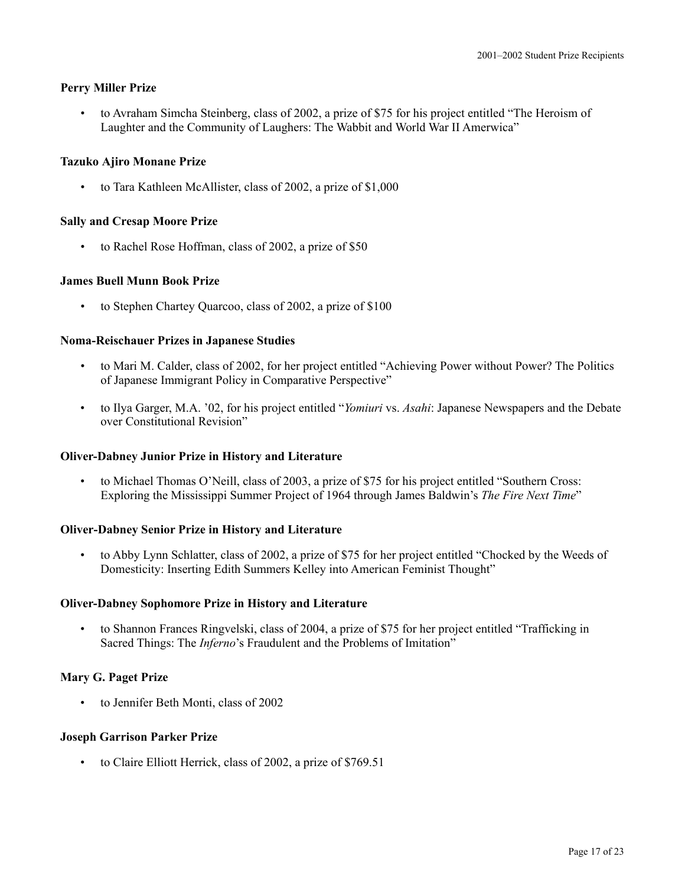### Perry Miller Prize

- to Avraham Simcha Steinberg, class of 2002, a prize of $75 for his project entitled "The Heroism of Laughter and the Community of Laughers: The Wabbit and World War II Amerwica"

### Tazuko Ajiro Monane Prize

- to Tara Kathleen McAllister, class of 2002, a prize of $1,000

### Sally and Cresap Moore Prize

- to Rachel Rose Hoffman, class of 2002, a prize of $50

### James Buell Munn Book Prize

- to Stephen Chartey Quarcoo, class of 2002, a prize of $100

### Noma-Reischauer Prizes in Japanese Studies

- to Mari M. Calder, class of 2002, for her project entitled "Achieving Power without Power? The Politics of Japanese Immigrant Policy in Comparative Perspective"
- to Ilya Garger, M.A. '02, for his project entitled "*Yomiuri* vs. *Asahi*: Japanese Newspapers and the Debate over Constitutional Revision"

### Oliver-Dabney Junior Prize in History and Literature

- to Michael Thomas O'Neill, class of 2003, a prize of $75 for his project entitled "Southern Cross: Exploring the Mississippi Summer Project of 1964 through James Baldwin's *The Fire Next Time*"

### Oliver-Dabney Senior Prize in History and Literature

- to Abby Lynn Schlatter, class of 2002, a prize of $75 for her project entitled "Chocked by the Weeds of Domesticity: Inserting Edith Summers Kelley into American Feminist Thought"

### Oliver-Dabney Sophomore Prize in History and Literature

- to Shannon Frances Ringvelski, class of 2004, a prize of $75 for her project entitled "Trafficking in Sacred Things: The *Inferno*'s Fraudulent and the Problems of Imitation"

### Mary G. Paget Prize

- to Jennifer Beth Monti, class of 2002

### Joseph Garrison Parker Prize

- to Claire Elliott Herrick, class of 2002, a prize of $769.51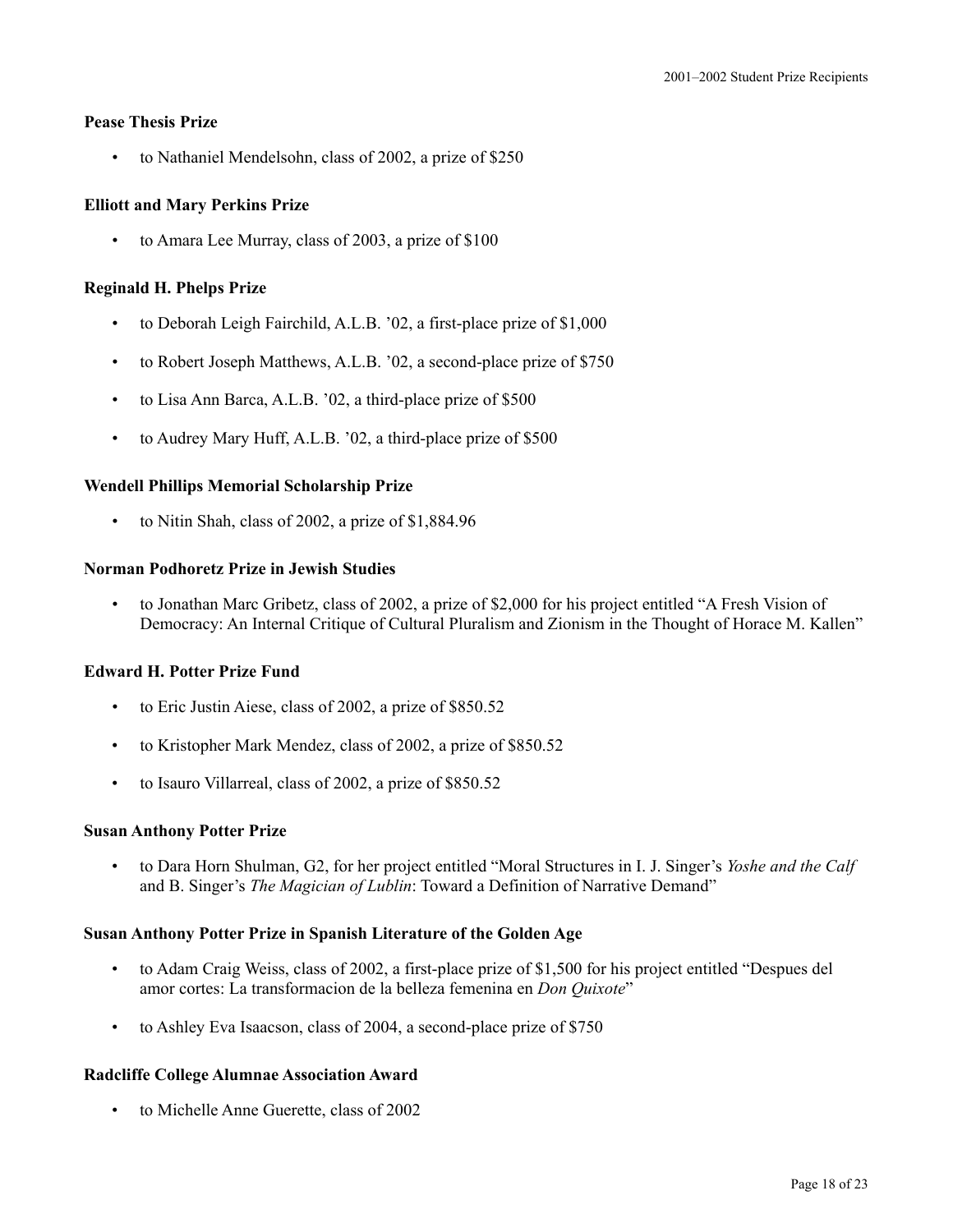**Pease Thesis Prize**

- to Nathaniel Mendelsohn, class of 2002, a prize of $250

**Elliott and Mary Perkins Prize**

- to Amara Lee Murray, class of 2003, a prize of $100

**Reginald H. Phelps Prize**

- to Deborah Leigh Fairchild, A.L.B. ’02, a first-place prize of $1,000
- to Robert Joseph Matthews, A.L.B. ’02, a second-place prize of $750
- to Lisa Ann Barca, A.L.B. ’02, a third-place prize of $500
- to Audrey Mary Huff, A.L.B. ’02, a third-place prize of $500

**Wendell Phillips Memorial Scholarship Prize**

- to Nitin Shah, class of 2002, a prize of $1,884.96

**Norman Podhoretz Prize in Jewish Studies**

- to Jonathan Marc Gribetz, class of 2002, a prize of $2,000 for his project entitled “A Fresh Vision of Democracy: An Internal Critique of Cultural Pluralism and Zionism in the Thought of Horace M. Kallen”

**Edward H. Potter Prize Fund**

- to Eric Justin Aiese, class of 2002, a prize of $850.52
- to Kristopher Mark Mendez, class of 2002, a prize of $850.52
- to Isauro Villarreal, class of 2002, a prize of $850.52

**Susan Anthony Potter Prize**

- to Dara Horn Shulman, G2, for her project entitled “Moral Structures in I. J. Singer’s *Yoshe and the Calf* and B. Singer’s *The Magician of Lublin*: Toward a Definition of Narrative Demand”

**Susan Anthony Potter Prize in Spanish Literature of the Golden Age**

- to Adam Craig Weiss, class of 2002, a first-place prize of $1,500 for his project entitled “Despues del amor cortes: La transformacion de la belleza femenina en *Don Quixote*”
- to Ashley Eva Isaacson, class of 2004, a second-place prize of $750

**Radcliffe College Alumnae Association Award**

- to Michelle Anne Guerette, class of 2002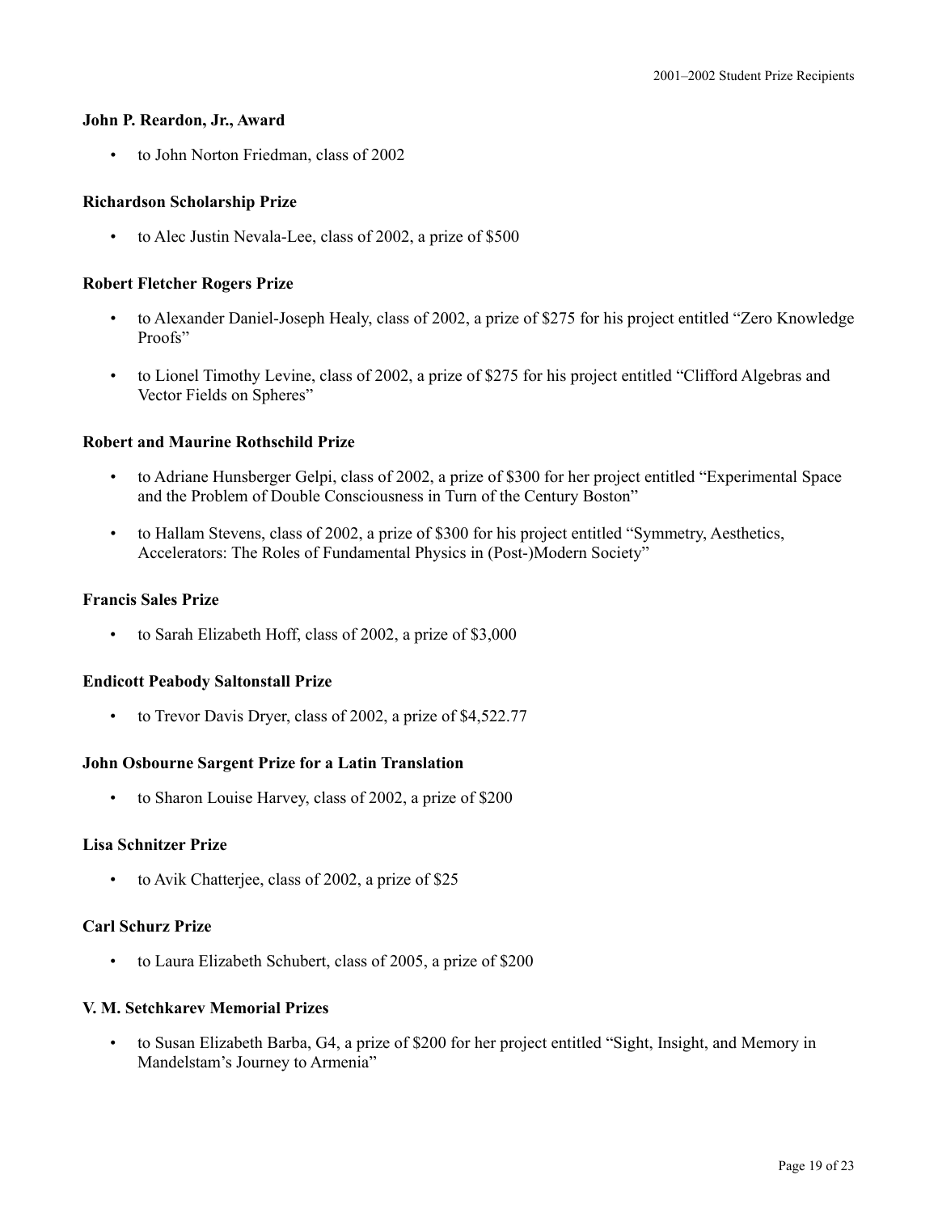**John P. Reardon, Jr., Award**

- to John Norton Friedman, class of 2002

**Richardson Scholarship Prize**

- to Alec Justin Nevala-Lee, class of 2002, a prize of $500

**Robert Fletcher Rogers Prize**

- to Alexander Daniel-Joseph Healy, class of 2002, a prize of $275 for his project entitled "Zero Knowledge Proofs"
- to Lionel Timothy Levine, class of 2002, a prize of $275 for his project entitled "Clifford Algebras and Vector Fields on Spheres"

**Robert and Maurine Rothschild Prize**

- to Adriane Hunsberger Gelpi, class of 2002, a prize of $300 for her project entitled "Experimental Space and the Problem of Double Consciousness in Turn of the Century Boston"
- to Hallam Stevens, class of 2002, a prize of $300 for his project entitled "Symmetry, Aesthetics, Accelerators: The Roles of Fundamental Physics in (Post-)Modern Society"

**Francis Sales Prize**

- to Sarah Elizabeth Hoff, class of 2002, a prize of $3,000

**Endicott Peabody Saltonstall Prize**

- to Trevor Davis Dryer, class of 2002, a prize of $4,522.77

**John Osbourne Sargent Prize for a Latin Translation**

- to Sharon Louise Harvey, class of 2002, a prize of $200

**Lisa Schnitzer Prize**

- to Avik Chatterjee, class of 2002, a prize of $25

**Carl Schurz Prize**

- to Laura Elizabeth Schubert, class of 2005, a prize of $200

**V. M. Setchkarev Memorial Prizes**

- to Susan Elizabeth Barba, G4, a prize of $200 for her project entitled "Sight, Insight, and Memory in Mandelstam's Journey to Armenia"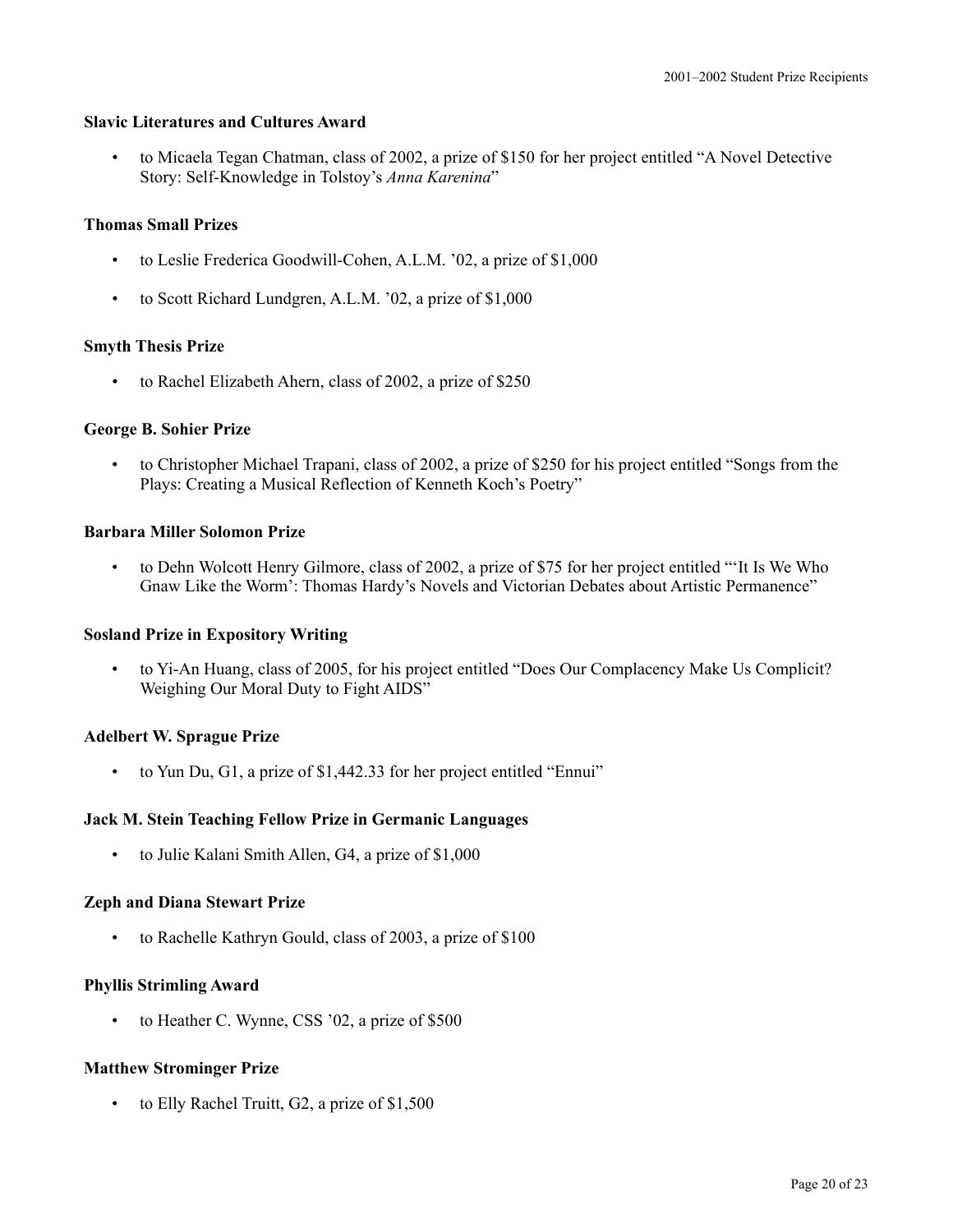### Slavic Literatures and Cultures Award

- to Micaela Tegan Chatman, class of 2002, a prize of $150 for her project entitled “A Novel Detective Story: Self-Knowledge in Tolstoy’s *Anna Karenina*”

### Thomas Small Prizes

- to Leslie Frederica Goodwill-Cohen, A.L.M. ’02, a prize of $1,000
- to Scott Richard Lundgren, A.L.M. ’02, a prize of $1,000

### Smyth Thesis Prize

- to Rachel Elizabeth Ahern, class of 2002, a prize of $250

### George B. Sohier Prize

- to Christopher Michael Trapani, class of 2002, a prize of $250 for his project entitled “Songs from the Plays: Creating a Musical Reflection of Kenneth Koch’s Poetry”

### Barbara Miller Solomon Prize

- to Dehn Wolcott Henry Gilmore, class of 2002, a prize of $75 for her project entitled “‘It Is We Who Gnaw Like the Worm’: Thomas Hardy’s Novels and Victorian Debates about Artistic Permanence”

### Sosland Prize in Expository Writing

- to Yi-An Huang, class of 2005, for his project entitled “Does Our Complacency Make Us Complicit? Weighing Our Moral Duty to Fight AIDS”

### Adelbert W. Sprague Prize

- to Yun Du, G1, a prize of $1,442.33 for her project entitled “Ennui”

### Jack M. Stein Teaching Fellow Prize in Germanic Languages

- to Julie Kalani Smith Allen, G4, a prize of $1,000

### Zeph and Diana Stewart Prize

- to Rachelle Kathryn Gould, class of 2003, a prize of $100

### Phyllis Strimling Award

- to Heather C. Wynne, CSS ’02, a prize of $500

### Matthew Strominger Prize

- to Elly Rachel Truitt, G2, a prize of $1,500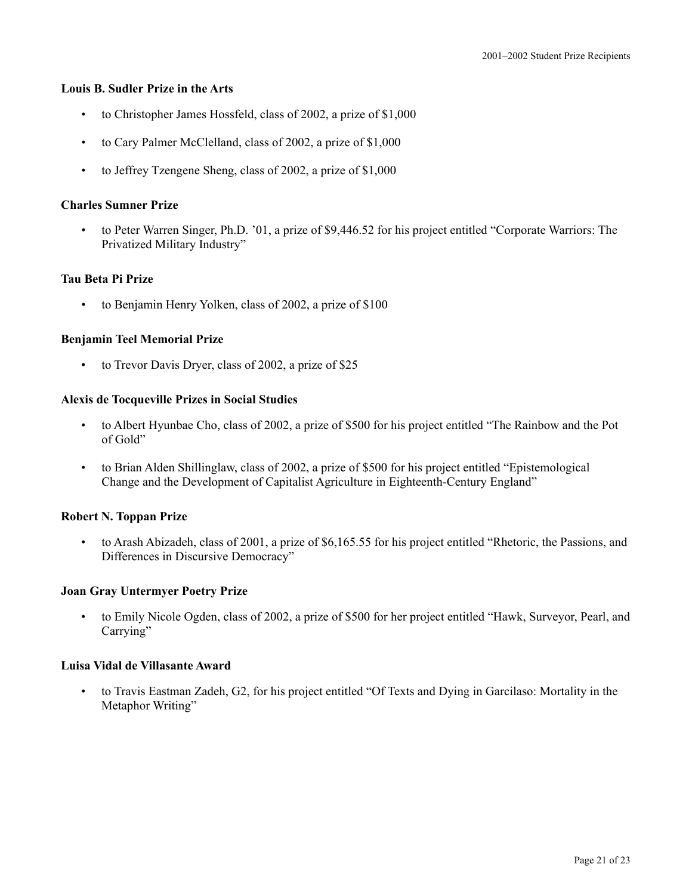**Louis B. Sudler Prize in the Arts**

- to Christopher James Hossfeld, class of 2002, a prize of $1,000
- to Cary Palmer McClelland, class of 2002, a prize of $1,000
- to Jeffrey Tzengene Sheng, class of 2002, a prize of $1,000

**Charles Sumner Prize**

- to Peter Warren Singer, Ph.D. '01, a prize of $9,446.52 for his project entitled "Corporate Warriors: The Privatized Military Industry"

**Tau Beta Pi Prize**

- to Benjamin Henry Yolken, class of 2002, a prize of $100

**Benjamin Teel Memorial Prize**

- to Trevor Davis Dryer, class of 2002, a prize of $25

**Alexis de Tocqueville Prizes in Social Studies**

- to Albert Hyunbae Cho, class of 2002, a prize of $500 for his project entitled "The Rainbow and the Pot of Gold"
- to Brian Alden Shillinglaw, class of 2002, a prize of $500 for his project entitled "Epistemological Change and the Development of Capitalist Agriculture in Eighteenth-Century England"

**Robert N. Toppan Prize**

- to Arash Abizadeh, class of 2001, a prize of $6,165.55 for his project entitled "Rhetoric, the Passions, and Differences in Discursive Democracy"

**Joan Gray Untermyer Poetry Prize**

- to Emily Nicole Ogden, class of 2002, a prize of $500 for her project entitled "Hawk, Surveyor, Pearl, and Carrying"

**Luisa Vidal de Villasante Award**

- to Travis Eastman Zadeh, G2, for his project entitled "Of Texts and Dying in Garcilaso: Mortality in the Metaphor Writing"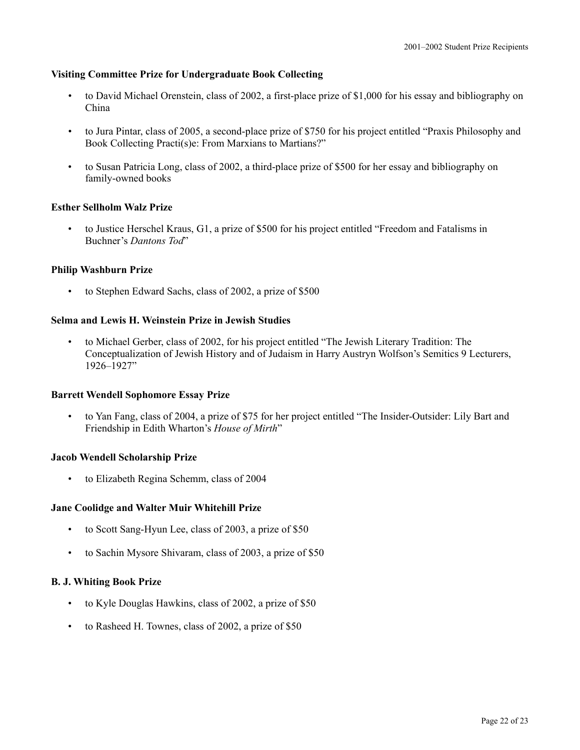**Visiting Committee Prize for Undergraduate Book Collecting**

- to David Michael Orenstein, class of 2002, a first-place prize of $1,000 for his essay and bibliography on China
- to Jura Pintar, class of 2005, a second-place prize of $750 for his project entitled "Praxis Philosophy and Book Collecting Practi(s)e: From Marxians to Martians?"
- to Susan Patricia Long, class of 2002, a third-place prize of $500 for her essay and bibliography on family-owned books

**Esther Sellholm Walz Prize**

- to Justice Herschel Kraus, G1, a prize of $500 for his project entitled "Freedom and Fatalisms in Buchner's *Dantons Tod*"

**Philip Washburn Prize**

- to Stephen Edward Sachs, class of 2002, a prize of $500

**Selma and Lewis H. Weinstein Prize in Jewish Studies**

- to Michael Gerber, class of 2002, for his project entitled "The Jewish Literary Tradition: The Conceptualization of Jewish History and of Judaism in Harry Austryn Wolfson's Semitics 9 Lecturers, 1926–1927"

**Barrett Wendell Sophomore Essay Prize**

- to Yan Fang, class of 2004, a prize of $75 for her project entitled "The Insider-Outsider: Lily Bart and Friendship in Edith Wharton's *House of Mirth*"

**Jacob Wendell Scholarship Prize**

- to Elizabeth Regina Schemm, class of 2004

**Jane Coolidge and Walter Muir Whitehill Prize**

- to Scott Sang-Hyun Lee, class of 2003, a prize of $50
- to Sachin Mysore Shivaram, class of 2003, a prize of $50

**B. J. Whiting Book Prize**

- to Kyle Douglas Hawkins, class of 2002, a prize of $50
- to Rasheed H. Townes, class of 2002, a prize of $50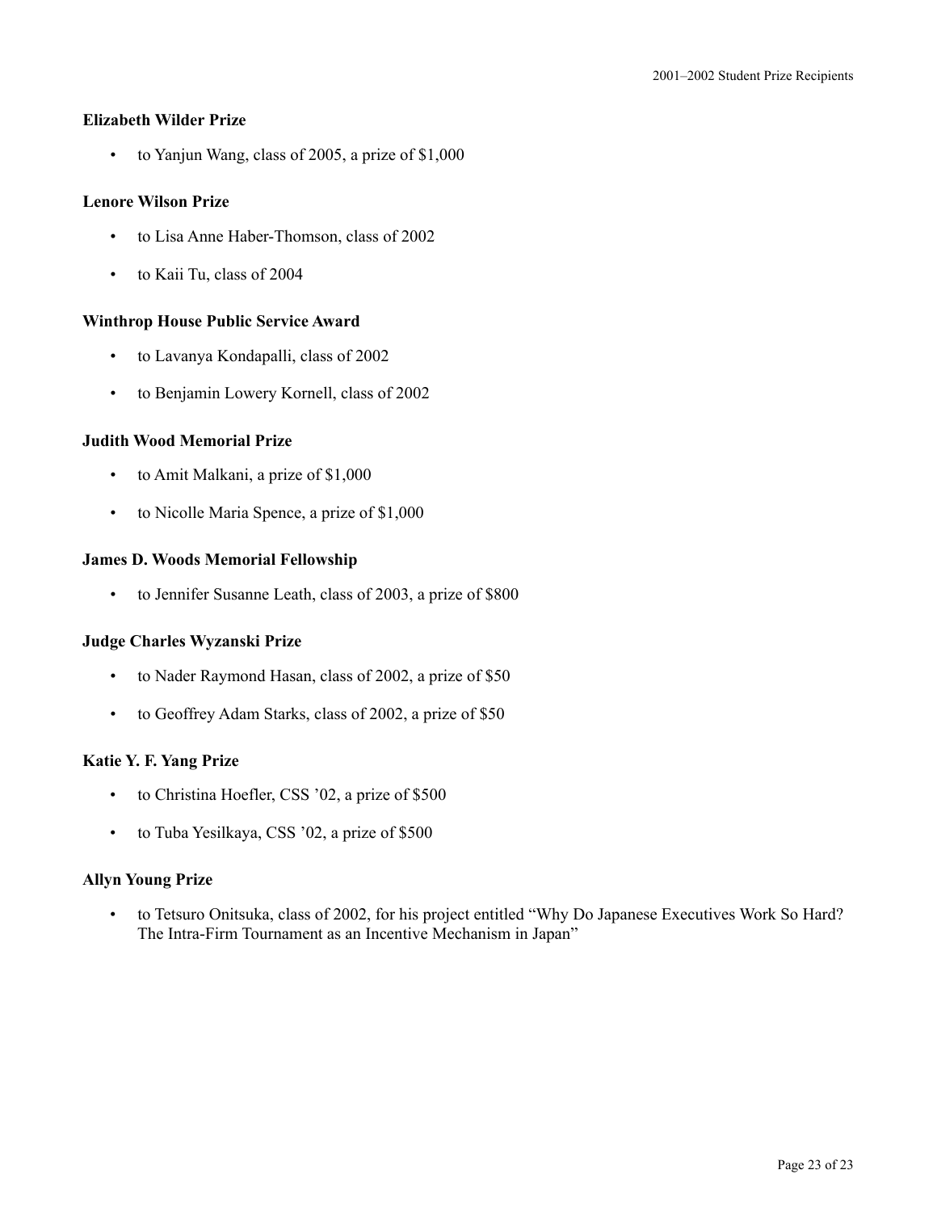**Elizabeth Wilder Prize**

- to Yanjun Wang, class of 2005, a prize of $1,000

**Lenore Wilson Prize**

- to Lisa Anne Haber-Thomson, class of 2002
- to Kaii Tu, class of 2004

**Winthrop House Public Service Award**

- to Lavanya Kondapalli, class of 2002
- to Benjamin Lowery Kornell, class of 2002

**Judith Wood Memorial Prize**

- to Amit Malkani, a prize of $1,000
- to Nicolle Maria Spence, a prize of $1,000

**James D. Woods Memorial Fellowship**

- to Jennifer Susanne Leath, class of 2003, a prize of $800

**Judge Charles Wyzanski Prize**

- to Nader Raymond Hasan, class of 2002, a prize of $50
- to Geoffrey Adam Starks, class of 2002, a prize of $50

**Katie Y. F. Yang Prize**

- to Christina Hoefler, CSS ’02, a prize of $500
- to Tuba Yesilkaya, CSS ’02, a prize of $500

**Allyn Young Prize**

- to Tetsuro Onitsuka, class of 2002, for his project entitled “Why Do Japanese Executives Work So Hard? The Intra-Firm Tournament as an Incentive Mechanism in Japan”